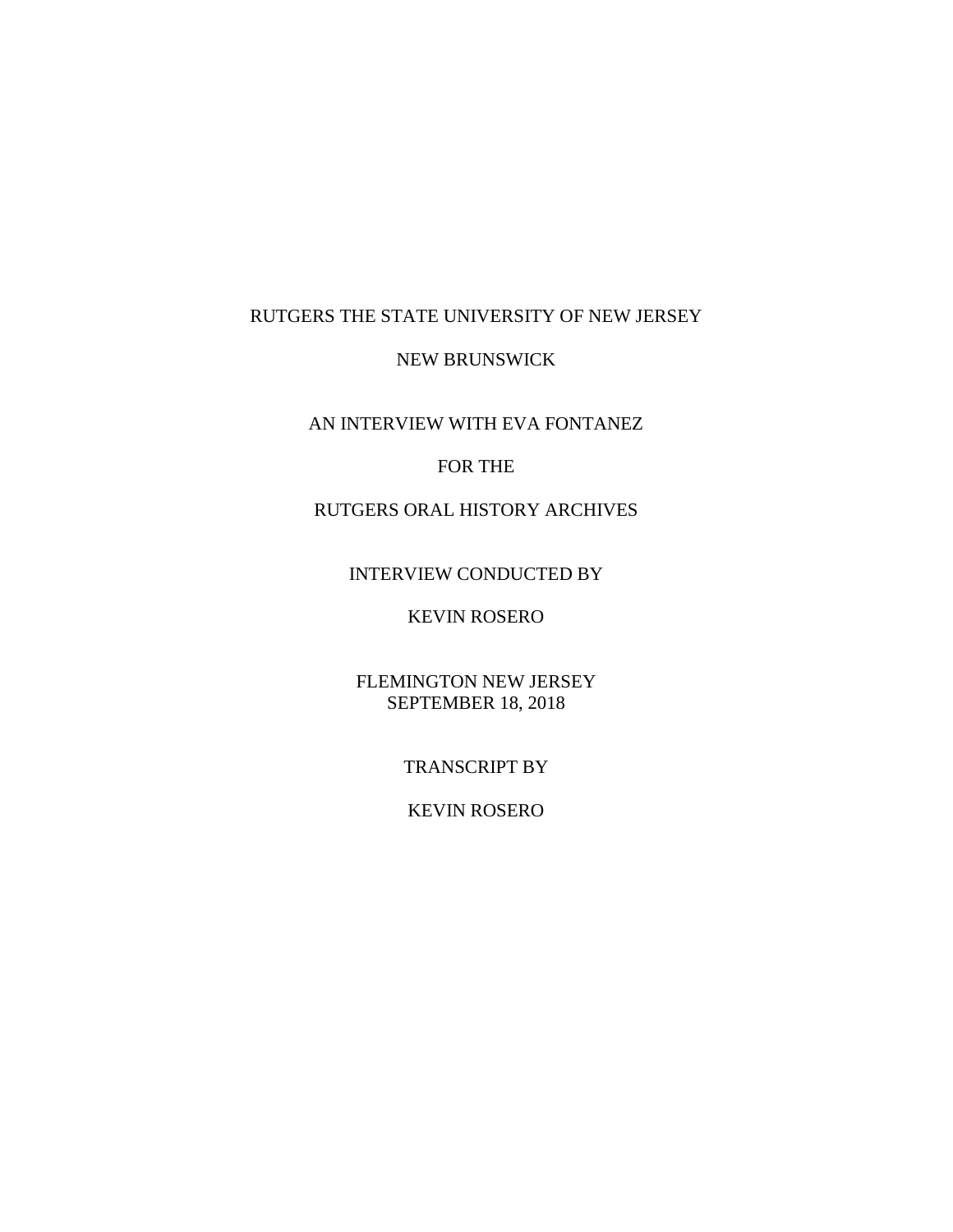RUTGERS THE STATE UNIVERSITY OF NEW JERSEY

NEW BRUNSWICK

AN INTERVIEW WITH EVA FONTANEZ

FOR THE

RUTGERS ORAL HISTORY ARCHIVES

INTERVIEW CONDUCTED BY

KEVIN ROSERO

FLEMINGTON NEW JERSEY
SEPTEMBER 18, 2018

TRANSCRIPT BY

KEVIN ROSERO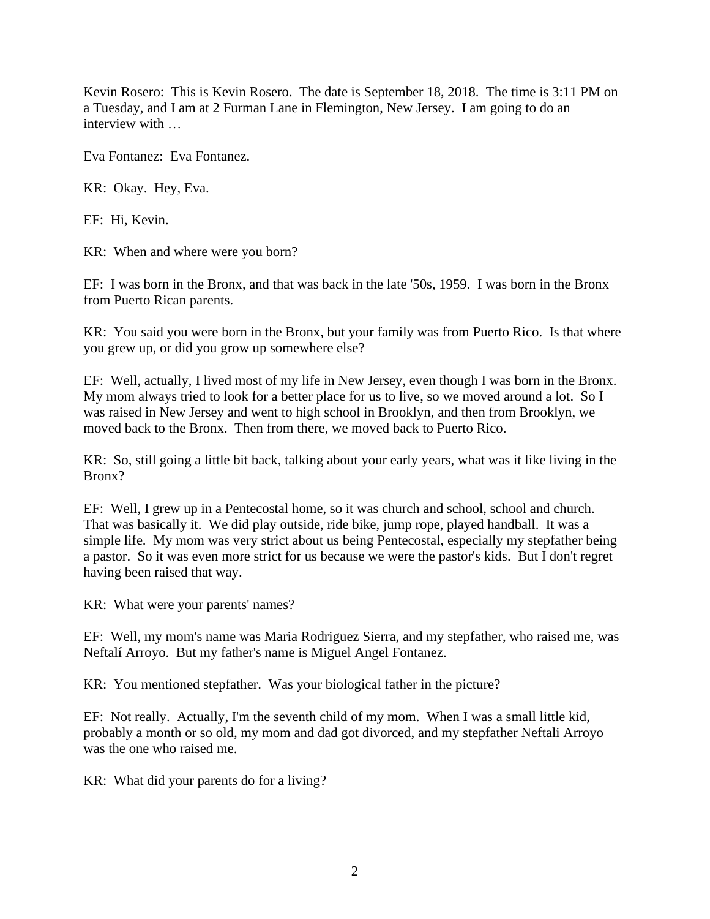Kevin Rosero: This is Kevin Rosero. The date is September 18, 2018. The time is 3:11 PM on a Tuesday, and I am at 2 Furman Lane in Flemington, New Jersey. I am going to do an interview with …

Eva Fontanez: Eva Fontanez.

KR: Okay. Hey, Eva.

EF: Hi, Kevin.

KR: When and where were you born?

EF: I was born in the Bronx, and that was back in the late '50s, 1959. I was born in the Bronx from Puerto Rican parents.

KR: You said you were born in the Bronx, but your family was from Puerto Rico. Is that where you grew up, or did you grow up somewhere else?

EF: Well, actually, I lived most of my life in New Jersey, even though I was born in the Bronx. My mom always tried to look for a better place for us to live, so we moved around a lot. So I was raised in New Jersey and went to high school in Brooklyn, and then from Brooklyn, we moved back to the Bronx. Then from there, we moved back to Puerto Rico.

KR: So, still going a little bit back, talking about your early years, what was it like living in the Bronx?

EF: Well, I grew up in a Pentecostal home, so it was church and school, school and church. That was basically it. We did play outside, ride bike, jump rope, played handball. It was a simple life. My mom was very strict about us being Pentecostal, especially my stepfather being a pastor. So it was even more strict for us because we were the pastor's kids. But I don't regret having been raised that way.

KR: What were your parents' names?

EF: Well, my mom's name was Maria Rodriguez Sierra, and my stepfather, who raised me, was Neftalí Arroyo. But my father's name is Miguel Angel Fontanez.

KR: You mentioned stepfather. Was your biological father in the picture?

EF: Not really. Actually, I'm the seventh child of my mom. When I was a small little kid, probably a month or so old, my mom and dad got divorced, and my stepfather Neftali Arroyo was the one who raised me.

KR: What did your parents do for a living?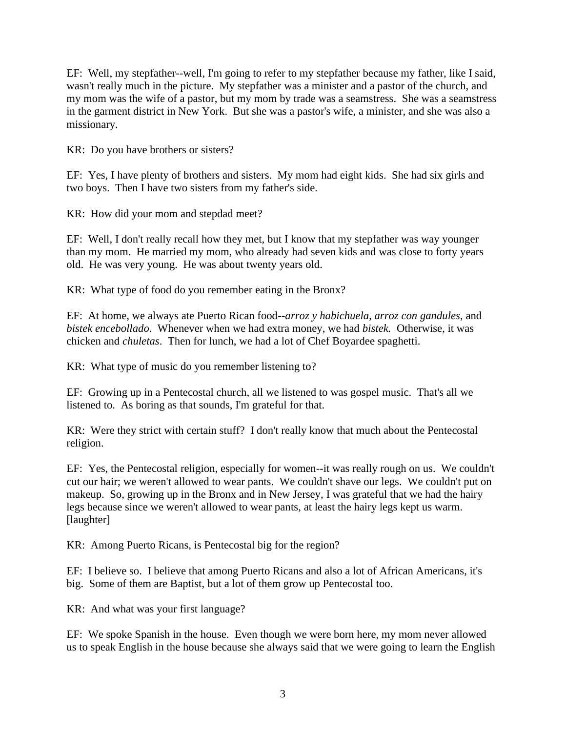EF: Well, my stepfather--well, I'm going to refer to my stepfather because my father, like I said, wasn't really much in the picture. My stepfather was a minister and a pastor of the church, and my mom was the wife of a pastor, but my mom by trade was a seamstress. She was a seamstress in the garment district in New York. But she was a pastor's wife, a minister, and she was also a missionary.

KR: Do you have brothers or sisters?

EF: Yes, I have plenty of brothers and sisters. My mom had eight kids. She had six girls and two boys. Then I have two sisters from my father's side.

KR: How did your mom and stepdad meet?

EF: Well, I don't really recall how they met, but I know that my stepfather was way younger than my mom. He married my mom, who already had seven kids and was close to forty years old. He was very young. He was about twenty years old.

KR: What type of food do you remember eating in the Bronx?

EF: At home, we always ate Puerto Rican food--*arroz y habichuela*, *arroz con gandules*, and *bistek encebollado*. Whenever when we had extra money, we had *bistek.* Otherwise, it was chicken and *chuletas*. Then for lunch, we had a lot of Chef Boyardee spaghetti.

KR: What type of music do you remember listening to?

EF: Growing up in a Pentecostal church, all we listened to was gospel music. That's all we listened to. As boring as that sounds, I'm grateful for that.

KR: Were they strict with certain stuff? I don't really know that much about the Pentecostal religion.

EF: Yes, the Pentecostal religion, especially for women--it was really rough on us. We couldn't cut our hair; we weren't allowed to wear pants. We couldn't shave our legs. We couldn't put on makeup. So, growing up in the Bronx and in New Jersey, I was grateful that we had the hairy legs because since we weren't allowed to wear pants, at least the hairy legs kept us warm. [laughter]

KR: Among Puerto Ricans, is Pentecostal big for the region?

EF: I believe so. I believe that among Puerto Ricans and also a lot of African Americans, it's big. Some of them are Baptist, but a lot of them grow up Pentecostal too.

KR: And what was your first language?

EF: We spoke Spanish in the house. Even though we were born here, my mom never allowed us to speak English in the house because she always said that we were going to learn the English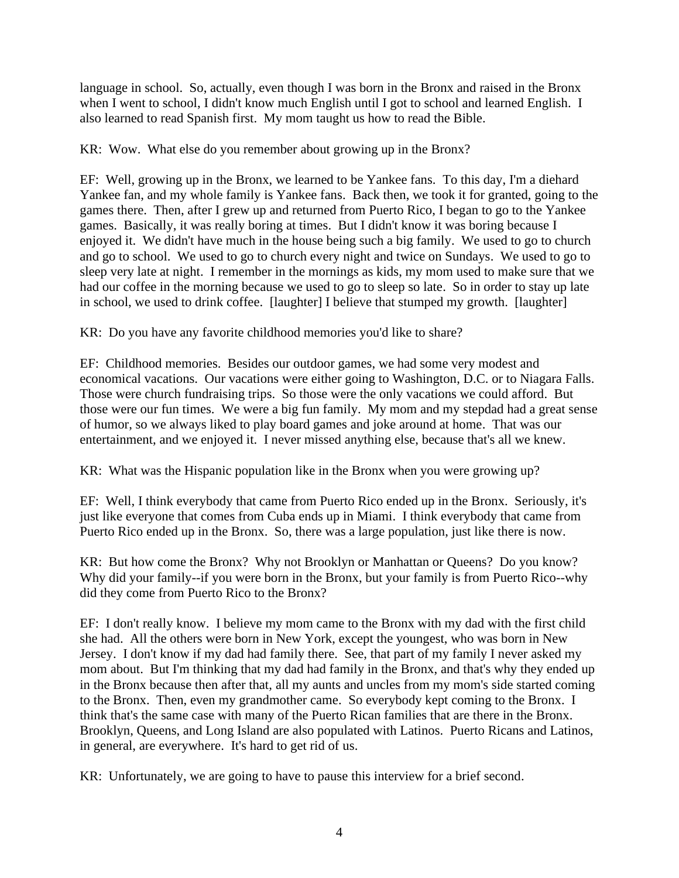language in school. So, actually, even though I was born in the Bronx and raised in the Bronx when I went to school, I didn't know much English until I got to school and learned English. I also learned to read Spanish first. My mom taught us how to read the Bible.

KR: Wow. What else do you remember about growing up in the Bronx?

EF: Well, growing up in the Bronx, we learned to be Yankee fans. To this day, I'm a diehard Yankee fan, and my whole family is Yankee fans. Back then, we took it for granted, going to the games there. Then, after I grew up and returned from Puerto Rico, I began to go to the Yankee games. Basically, it was really boring at times. But I didn't know it was boring because I enjoyed it. We didn't have much in the house being such a big family. We used to go to church and go to school. We used to go to church every night and twice on Sundays. We used to go to sleep very late at night. I remember in the mornings as kids, my mom used to make sure that we had our coffee in the morning because we used to go to sleep so late. So in order to stay up late in school, we used to drink coffee. [laughter] I believe that stumped my growth. [laughter]

KR: Do you have any favorite childhood memories you'd like to share?

EF: Childhood memories. Besides our outdoor games, we had some very modest and economical vacations. Our vacations were either going to Washington, D.C. or to Niagara Falls. Those were church fundraising trips. So those were the only vacations we could afford. But those were our fun times. We were a big fun family. My mom and my stepdad had a great sense of humor, so we always liked to play board games and joke around at home. That was our entertainment, and we enjoyed it. I never missed anything else, because that's all we knew.

KR: What was the Hispanic population like in the Bronx when you were growing up?

EF: Well, I think everybody that came from Puerto Rico ended up in the Bronx. Seriously, it's just like everyone that comes from Cuba ends up in Miami. I think everybody that came from Puerto Rico ended up in the Bronx. So, there was a large population, just like there is now.

KR: But how come the Bronx? Why not Brooklyn or Manhattan or Queens? Do you know? Why did your family--if you were born in the Bronx, but your family is from Puerto Rico--why did they come from Puerto Rico to the Bronx?

EF: I don't really know. I believe my mom came to the Bronx with my dad with the first child she had. All the others were born in New York, except the youngest, who was born in New Jersey. I don't know if my dad had family there. See, that part of my family I never asked my mom about. But I'm thinking that my dad had family in the Bronx, and that's why they ended up in the Bronx because then after that, all my aunts and uncles from my mom's side started coming to the Bronx. Then, even my grandmother came. So everybody kept coming to the Bronx. I think that's the same case with many of the Puerto Rican families that are there in the Bronx. Brooklyn, Queens, and Long Island are also populated with Latinos. Puerto Ricans and Latinos, in general, are everywhere. It's hard to get rid of us.

KR: Unfortunately, we are going to have to pause this interview for a brief second.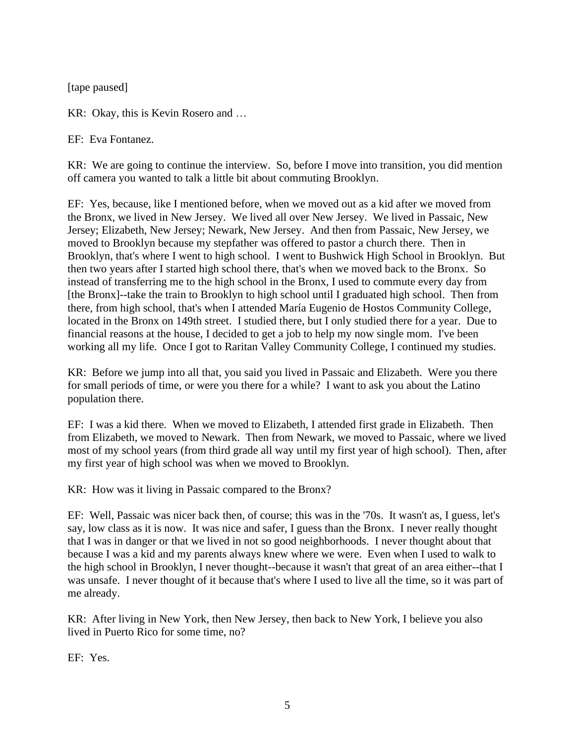[tape paused]

KR: Okay, this is Kevin Rosero and …

EF: Eva Fontanez.

KR: We are going to continue the interview. So, before I move into transition, you did mention off camera you wanted to talk a little bit about commuting Brooklyn.

EF: Yes, because, like I mentioned before, when we moved out as a kid after we moved from the Bronx, we lived in New Jersey. We lived all over New Jersey. We lived in Passaic, New Jersey; Elizabeth, New Jersey; Newark, New Jersey. And then from Passaic, New Jersey, we moved to Brooklyn because my stepfather was offered to pastor a church there. Then in Brooklyn, that's where I went to high school. I went to Bushwick High School in Brooklyn. But then two years after I started high school there, that's when we moved back to the Bronx. So instead of transferring me to the high school in the Bronx, I used to commute every day from [the Bronx]--take the train to Brooklyn to high school until I graduated high school. Then from there, from high school, that's when I attended María Eugenio de Hostos Community College, located in the Bronx on 149th street. I studied there, but I only studied there for a year. Due to financial reasons at the house, I decided to get a job to help my now single mom. I've been working all my life. Once I got to Raritan Valley Community College, I continued my studies.

KR: Before we jump into all that, you said you lived in Passaic and Elizabeth. Were you there for small periods of time, or were you there for a while? I want to ask you about the Latino population there.

EF: I was a kid there. When we moved to Elizabeth, I attended first grade in Elizabeth. Then from Elizabeth, we moved to Newark. Then from Newark, we moved to Passaic, where we lived most of my school years (from third grade all way until my first year of high school). Then, after my first year of high school was when we moved to Brooklyn.

KR: How was it living in Passaic compared to the Bronx?

EF: Well, Passaic was nicer back then, of course; this was in the '70s. It wasn't as, I guess, let's say, low class as it is now. It was nice and safer, I guess than the Bronx. I never really thought that I was in danger or that we lived in not so good neighborhoods. I never thought about that because I was a kid and my parents always knew where we were. Even when I used to walk to the high school in Brooklyn, I never thought--because it wasn't that great of an area either--that I was unsafe. I never thought of it because that's where I used to live all the time, so it was part of me already.

KR: After living in New York, then New Jersey, then back to New York, I believe you also lived in Puerto Rico for some time, no?

EF: Yes.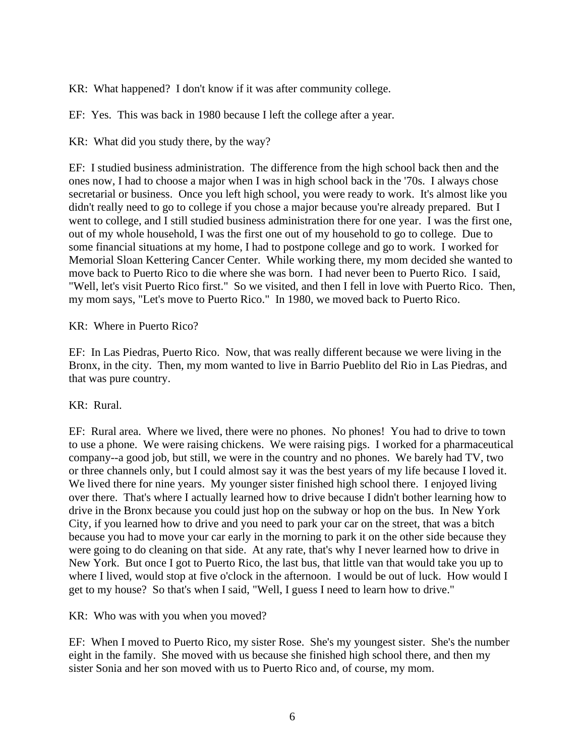KR: What happened? I don't know if it was after community college.

EF: Yes. This was back in 1980 because I left the college after a year.

KR: What did you study there, by the way?

EF: I studied business administration. The difference from the high school back then and the ones now, I had to choose a major when I was in high school back in the '70s. I always chose secretarial or business. Once you left high school, you were ready to work. It's almost like you didn't really need to go to college if you chose a major because you're already prepared. But I went to college, and I still studied business administration there for one year. I was the first one, out of my whole household, I was the first one out of my household to go to college. Due to some financial situations at my home, I had to postpone college and go to work. I worked for Memorial Sloan Kettering Cancer Center. While working there, my mom decided she wanted to move back to Puerto Rico to die where she was born. I had never been to Puerto Rico. I said, "Well, let's visit Puerto Rico first." So we visited, and then I fell in love with Puerto Rico. Then, my mom says, "Let's move to Puerto Rico." In 1980, we moved back to Puerto Rico.

KR: Where in Puerto Rico?

EF: In Las Piedras, Puerto Rico. Now, that was really different because we were living in the Bronx, in the city. Then, my mom wanted to live in Barrio Pueblito del Rio in Las Piedras, and that was pure country.

KR: Rural.

EF: Rural area. Where we lived, there were no phones. No phones! You had to drive to town to use a phone. We were raising chickens. We were raising pigs. I worked for a pharmaceutical company--a good job, but still, we were in the country and no phones. We barely had TV, two or three channels only, but I could almost say it was the best years of my life because I loved it. We lived there for nine years. My younger sister finished high school there. I enjoyed living over there. That's where I actually learned how to drive because I didn't bother learning how to drive in the Bronx because you could just hop on the subway or hop on the bus. In New York City, if you learned how to drive and you need to park your car on the street, that was a bitch because you had to move your car early in the morning to park it on the other side because they were going to do cleaning on that side. At any rate, that's why I never learned how to drive in New York. But once I got to Puerto Rico, the last bus, that little van that would take you up to where I lived, would stop at five o'clock in the afternoon. I would be out of luck. How would I get to my house? So that's when I said, "Well, I guess I need to learn how to drive."

KR: Who was with you when you moved?

EF: When I moved to Puerto Rico, my sister Rose. She's my youngest sister. She's the number eight in the family. She moved with us because she finished high school there, and then my sister Sonia and her son moved with us to Puerto Rico and, of course, my mom.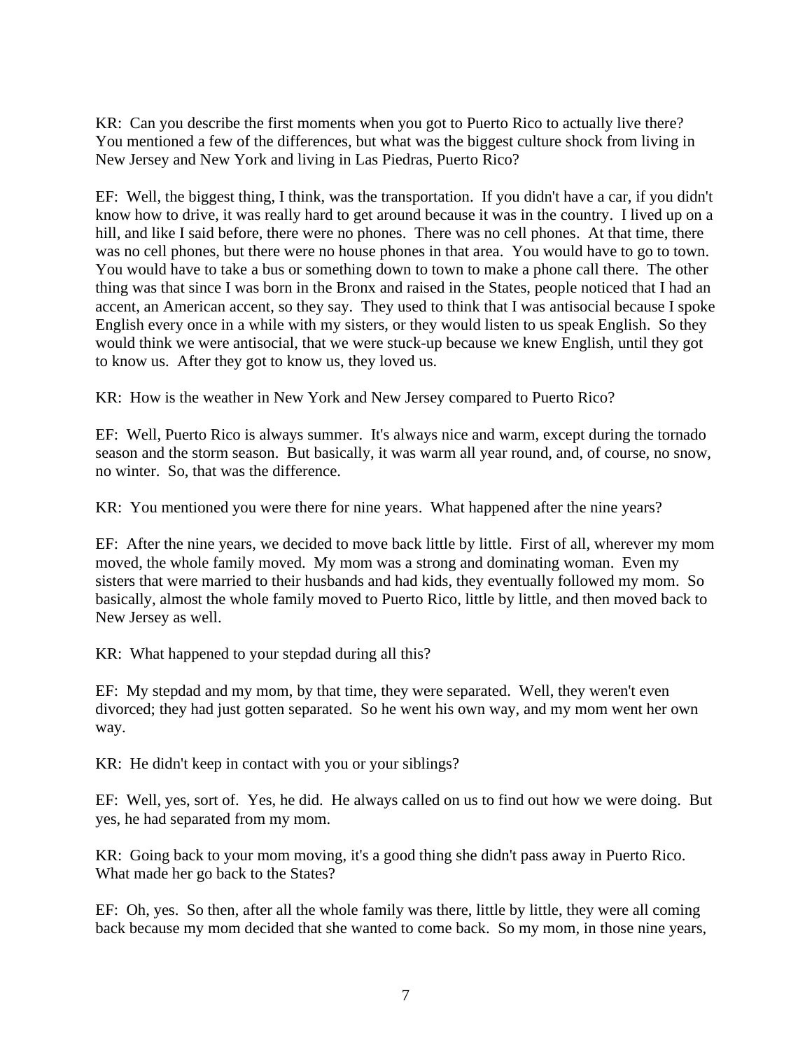KR: Can you describe the first moments when you got to Puerto Rico to actually live there? You mentioned a few of the differences, but what was the biggest culture shock from living in New Jersey and New York and living in Las Piedras, Puerto Rico?

EF: Well, the biggest thing, I think, was the transportation. If you didn't have a car, if you didn't know how to drive, it was really hard to get around because it was in the country. I lived up on a hill, and like I said before, there were no phones. There was no cell phones. At that time, there was no cell phones, but there were no house phones in that area. You would have to go to town. You would have to take a bus or something down to town to make a phone call there. The other thing was that since I was born in the Bronx and raised in the States, people noticed that I had an accent, an American accent, so they say. They used to think that I was antisocial because I spoke English every once in a while with my sisters, or they would listen to us speak English. So they would think we were antisocial, that we were stuck-up because we knew English, until they got to know us. After they got to know us, they loved us.

KR: How is the weather in New York and New Jersey compared to Puerto Rico?

EF: Well, Puerto Rico is always summer. It's always nice and warm, except during the tornado season and the storm season. But basically, it was warm all year round, and, of course, no snow, no winter. So, that was the difference.

KR: You mentioned you were there for nine years. What happened after the nine years?

EF: After the nine years, we decided to move back little by little. First of all, wherever my mom moved, the whole family moved. My mom was a strong and dominating woman. Even my sisters that were married to their husbands and had kids, they eventually followed my mom. So basically, almost the whole family moved to Puerto Rico, little by little, and then moved back to New Jersey as well.

KR: What happened to your stepdad during all this?

EF: My stepdad and my mom, by that time, they were separated. Well, they weren't even divorced; they had just gotten separated. So he went his own way, and my mom went her own way.

KR: He didn't keep in contact with you or your siblings?

EF: Well, yes, sort of. Yes, he did. He always called on us to find out how we were doing. But yes, he had separated from my mom.

KR: Going back to your mom moving, it's a good thing she didn't pass away in Puerto Rico. What made her go back to the States?

EF: Oh, yes. So then, after all the whole family was there, little by little, they were all coming back because my mom decided that she wanted to come back. So my mom, in those nine years,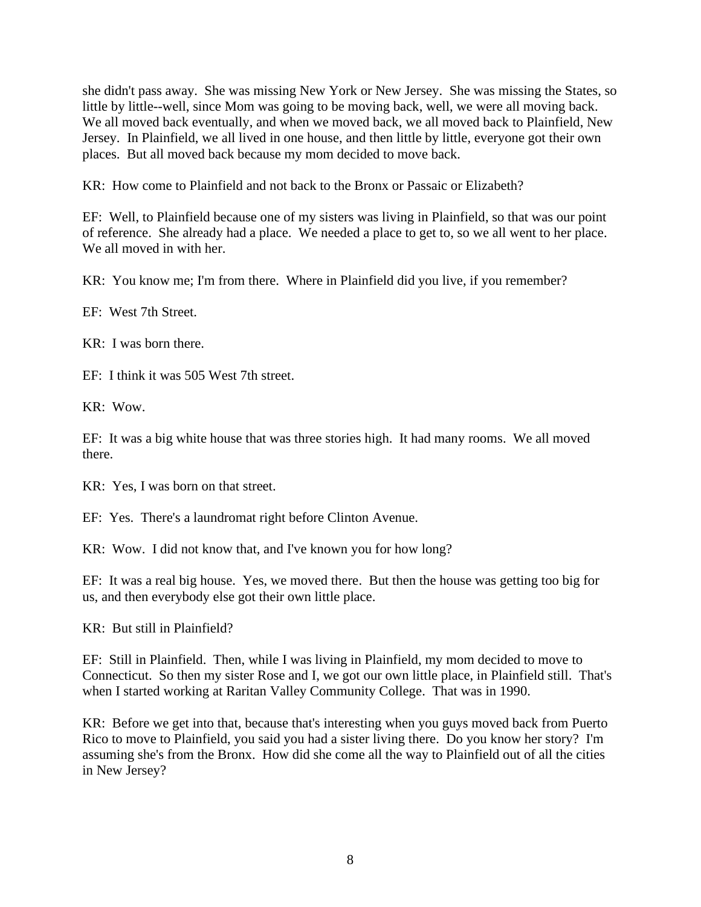she didn't pass away. She was missing New York or New Jersey. She was missing the States, so little by little--well, since Mom was going to be moving back, well, we were all moving back. We all moved back eventually, and when we moved back, we all moved back to Plainfield, New Jersey. In Plainfield, we all lived in one house, and then little by little, everyone got their own places. But all moved back because my mom decided to move back.

KR: How come to Plainfield and not back to the Bronx or Passaic or Elizabeth?

EF: Well, to Plainfield because one of my sisters was living in Plainfield, so that was our point of reference. She already had a place. We needed a place to get to, so we all went to her place. We all moved in with her.

KR: You know me; I'm from there. Where in Plainfield did you live, if you remember?

EF: West 7th Street.

KR: I was born there.

EF: I think it was 505 West 7th street.

KR: Wow.

EF: It was a big white house that was three stories high. It had many rooms. We all moved there.

KR: Yes, I was born on that street.

EF: Yes. There's a laundromat right before Clinton Avenue.

KR: Wow. I did not know that, and I've known you for how long?

EF: It was a real big house. Yes, we moved there. But then the house was getting too big for us, and then everybody else got their own little place.

KR: But still in Plainfield?

EF: Still in Plainfield. Then, while I was living in Plainfield, my mom decided to move to Connecticut. So then my sister Rose and I, we got our own little place, in Plainfield still. That's when I started working at Raritan Valley Community College. That was in 1990.

KR: Before we get into that, because that's interesting when you guys moved back from Puerto Rico to move to Plainfield, you said you had a sister living there. Do you know her story? I'm assuming she's from the Bronx. How did she come all the way to Plainfield out of all the cities in New Jersey?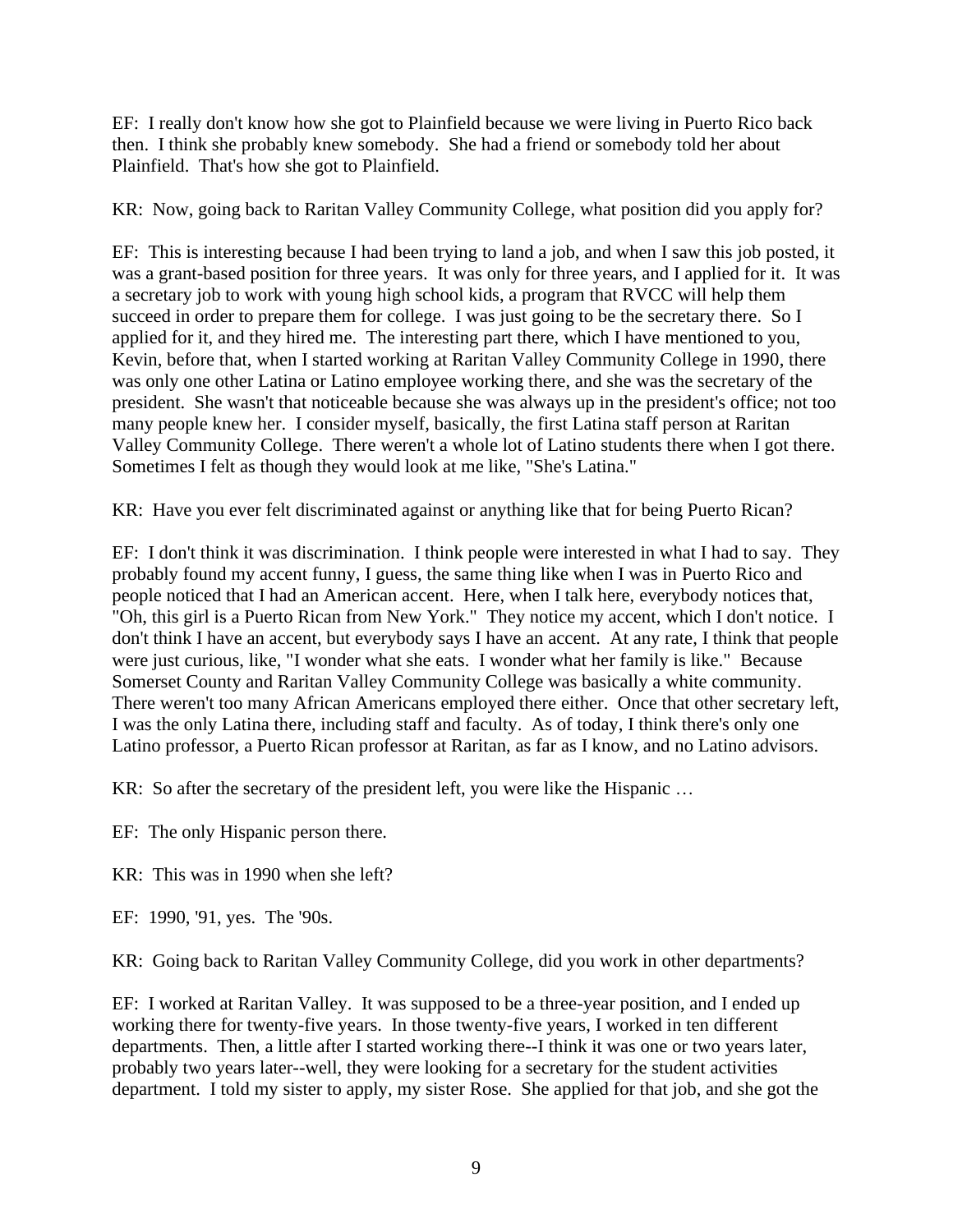EF: I really don't know how she got to Plainfield because we were living in Puerto Rico back then. I think she probably knew somebody. She had a friend or somebody told her about Plainfield. That's how she got to Plainfield.

KR: Now, going back to Raritan Valley Community College, what position did you apply for?

EF: This is interesting because I had been trying to land a job, and when I saw this job posted, it was a grant-based position for three years. It was only for three years, and I applied for it. It was a secretary job to work with young high school kids, a program that RVCC will help them succeed in order to prepare them for college. I was just going to be the secretary there. So I applied for it, and they hired me. The interesting part there, which I have mentioned to you, Kevin, before that, when I started working at Raritan Valley Community College in 1990, there was only one other Latina or Latino employee working there, and she was the secretary of the president. She wasn't that noticeable because she was always up in the president's office; not too many people knew her. I consider myself, basically, the first Latina staff person at Raritan Valley Community College. There weren't a whole lot of Latino students there when I got there. Sometimes I felt as though they would look at me like, "She's Latina."

KR: Have you ever felt discriminated against or anything like that for being Puerto Rican?

EF: I don't think it was discrimination. I think people were interested in what I had to say. They probably found my accent funny, I guess, the same thing like when I was in Puerto Rico and people noticed that I had an American accent. Here, when I talk here, everybody notices that, "Oh, this girl is a Puerto Rican from New York." They notice my accent, which I don't notice. I don't think I have an accent, but everybody says I have an accent. At any rate, I think that people were just curious, like, "I wonder what she eats. I wonder what her family is like." Because Somerset County and Raritan Valley Community College was basically a white community. There weren't too many African Americans employed there either. Once that other secretary left, I was the only Latina there, including staff and faculty. As of today, I think there's only one Latino professor, a Puerto Rican professor at Raritan, as far as I know, and no Latino advisors.

KR: So after the secretary of the president left, you were like the Hispanic …

EF: The only Hispanic person there.

KR: This was in 1990 when she left?

EF: 1990, '91, yes. The '90s.

KR: Going back to Raritan Valley Community College, did you work in other departments?

EF: I worked at Raritan Valley. It was supposed to be a three-year position, and I ended up working there for twenty-five years. In those twenty-five years, I worked in ten different departments. Then, a little after I started working there--I think it was one or two years later, probably two years later--well, they were looking for a secretary for the student activities department. I told my sister to apply, my sister Rose. She applied for that job, and she got the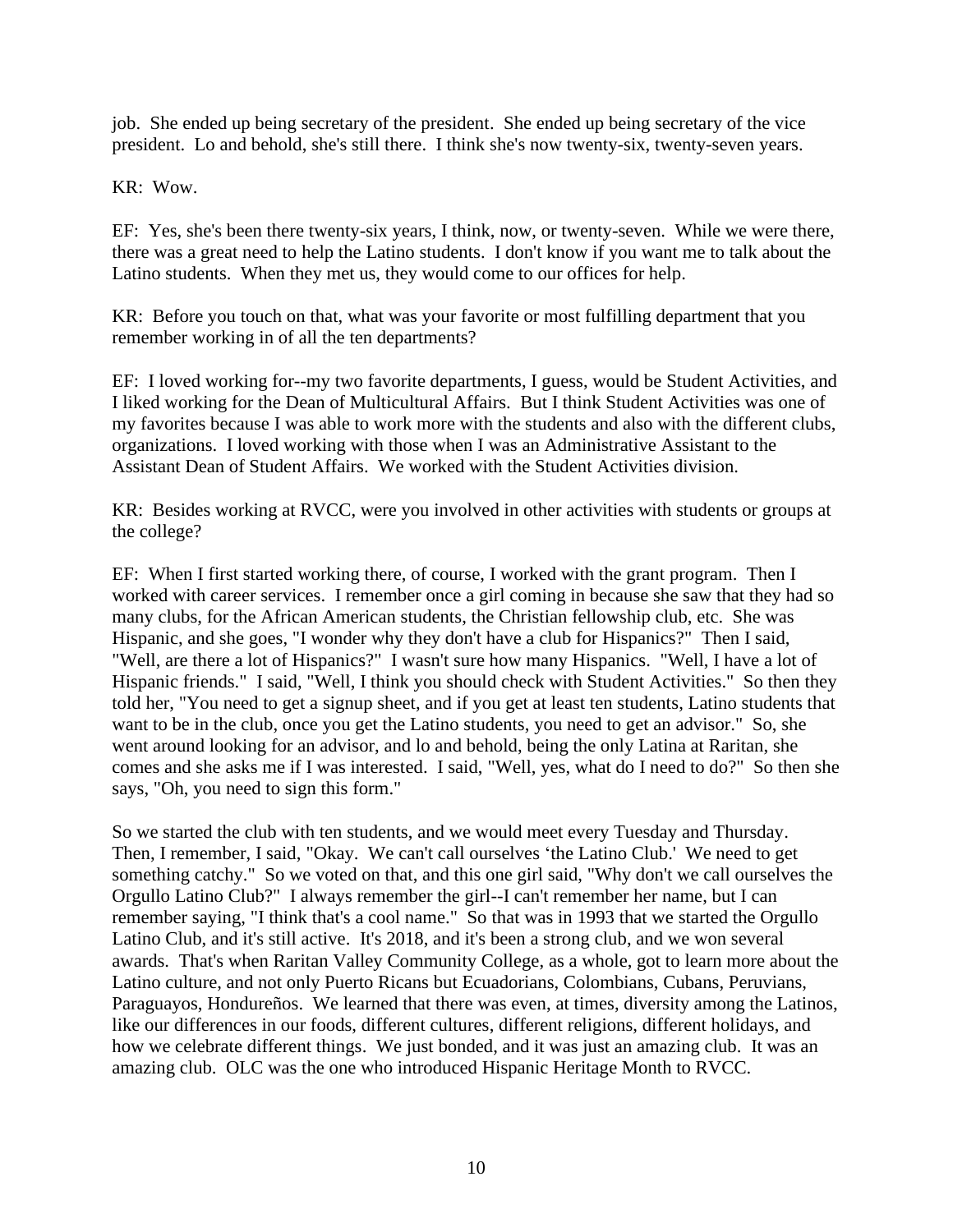job. She ended up being secretary of the president. She ended up being secretary of the vice president. Lo and behold, she's still there. I think she's now twenty-six, twenty-seven years.

KR: Wow.

EF: Yes, she's been there twenty-six years, I think, now, or twenty-seven. While we were there, there was a great need to help the Latino students. I don't know if you want me to talk about the Latino students. When they met us, they would come to our offices for help.

KR: Before you touch on that, what was your favorite or most fulfilling department that you remember working in of all the ten departments?

EF: I loved working for--my two favorite departments, I guess, would be Student Activities, and I liked working for the Dean of Multicultural Affairs. But I think Student Activities was one of my favorites because I was able to work more with the students and also with the different clubs, organizations. I loved working with those when I was an Administrative Assistant to the Assistant Dean of Student Affairs. We worked with the Student Activities division.

KR: Besides working at RVCC, were you involved in other activities with students or groups at the college?

EF: When I first started working there, of course, I worked with the grant program. Then I worked with career services. I remember once a girl coming in because she saw that they had so many clubs, for the African American students, the Christian fellowship club, etc. She was Hispanic, and she goes, "I wonder why they don't have a club for Hispanics?" Then I said, "Well, are there a lot of Hispanics?" I wasn't sure how many Hispanics. "Well, I have a lot of Hispanic friends." I said, "Well, I think you should check with Student Activities." So then they told her, "You need to get a signup sheet, and if you get at least ten students, Latino students that want to be in the club, once you get the Latino students, you need to get an advisor." So, she went around looking for an advisor, and lo and behold, being the only Latina at Raritan, she comes and she asks me if I was interested. I said, "Well, yes, what do I need to do?" So then she says, "Oh, you need to sign this form."

So we started the club with ten students, and we would meet every Tuesday and Thursday. Then, I remember, I said, "Okay. We can't call ourselves 'the Latino Club.' We need to get something catchy." So we voted on that, and this one girl said, "Why don't we call ourselves the Orgullo Latino Club?" I always remember the girl--I can't remember her name, but I can remember saying, "I think that's a cool name." So that was in 1993 that we started the Orgullo Latino Club, and it's still active. It's 2018, and it's been a strong club, and we won several awards. That's when Raritan Valley Community College, as a whole, got to learn more about the Latino culture, and not only Puerto Ricans but Ecuadorians, Colombians, Cubans, Peruvians, Paraguayos, Hondureños. We learned that there was even, at times, diversity among the Latinos, like our differences in our foods, different cultures, different religions, different holidays, and how we celebrate different things. We just bonded, and it was just an amazing club. It was an amazing club. OLC was the one who introduced Hispanic Heritage Month to RVCC.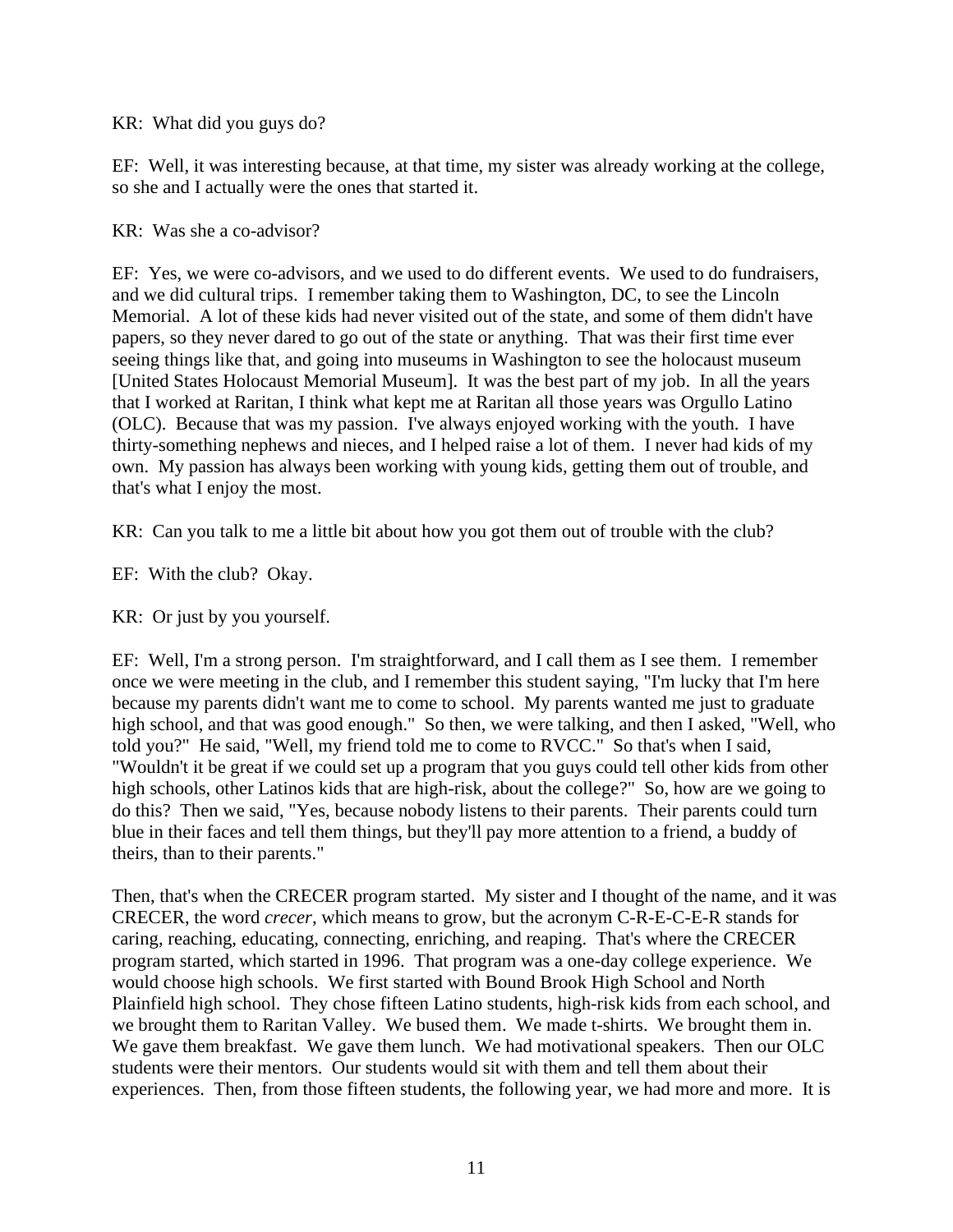KR: What did you guys do?

EF: Well, it was interesting because, at that time, my sister was already working at the college, so she and I actually were the ones that started it.

KR: Was she a co-advisor?

EF: Yes, we were co-advisors, and we used to do different events. We used to do fundraisers, and we did cultural trips. I remember taking them to Washington, DC, to see the Lincoln Memorial. A lot of these kids had never visited out of the state, and some of them didn't have papers, so they never dared to go out of the state or anything. That was their first time ever seeing things like that, and going into museums in Washington to see the holocaust museum [United States Holocaust Memorial Museum]. It was the best part of my job. In all the years that I worked at Raritan, I think what kept me at Raritan all those years was Orgullo Latino (OLC). Because that was my passion. I've always enjoyed working with the youth. I have thirty-something nephews and nieces, and I helped raise a lot of them. I never had kids of my own. My passion has always been working with young kids, getting them out of trouble, and that's what I enjoy the most.

KR: Can you talk to me a little bit about how you got them out of trouble with the club?

EF: With the club? Okay.

KR: Or just by you yourself.

EF: Well, I'm a strong person. I'm straightforward, and I call them as I see them. I remember once we were meeting in the club, and I remember this student saying, "I'm lucky that I'm here because my parents didn't want me to come to school. My parents wanted me just to graduate high school, and that was good enough." So then, we were talking, and then I asked, "Well, who told you?" He said, "Well, my friend told me to come to RVCC." So that's when I said, "Wouldn't it be great if we could set up a program that you guys could tell other kids from other high schools, other Latinos kids that are high-risk, about the college?" So, how are we going to do this? Then we said, "Yes, because nobody listens to their parents. Their parents could turn blue in their faces and tell them things, but they'll pay more attention to a friend, a buddy of theirs, than to their parents."

Then, that's when the CRECER program started. My sister and I thought of the name, and it was CRECER, the word *crecer*, which means to grow, but the acronym C-R-E-C-E-R stands for caring, reaching, educating, connecting, enriching, and reaping. That's where the CRECER program started, which started in 1996. That program was a one-day college experience. We would choose high schools. We first started with Bound Brook High School and North Plainfield high school. They chose fifteen Latino students, high-risk kids from each school, and we brought them to Raritan Valley. We bused them. We made t-shirts. We brought them in. We gave them breakfast. We gave them lunch. We had motivational speakers. Then our OLC students were their mentors. Our students would sit with them and tell them about their experiences. Then, from those fifteen students, the following year, we had more and more. It is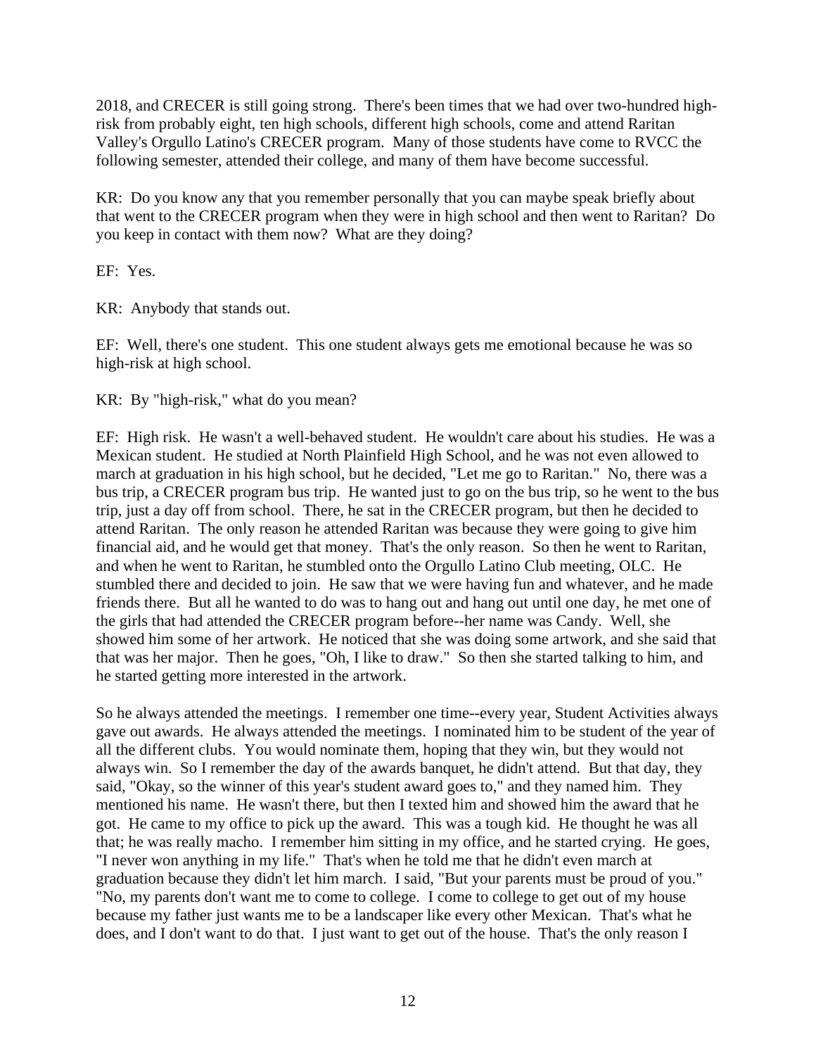2018, and CRECER is still going strong. There's been times that we had over two-hundred high-risk from probably eight, ten high schools, different high schools, come and attend Raritan Valley's Orgullo Latino's CRECER program. Many of those students have come to RVCC the following semester, attended their college, and many of them have become successful.

KR: Do you know any that you remember personally that you can maybe speak briefly about that went to the CRECER program when they were in high school and then went to Raritan? Do you keep in contact with them now? What are they doing?

EF: Yes.

KR: Anybody that stands out.

EF: Well, there's one student. This one student always gets me emotional because he was so high-risk at high school.

KR: By "high-risk," what do you mean?

EF: High risk. He wasn't a well-behaved student. He wouldn't care about his studies. He was a Mexican student. He studied at North Plainfield High School, and he was not even allowed to march at graduation in his high school, but he decided, "Let me go to Raritan." No, there was a bus trip, a CRECER program bus trip. He wanted just to go on the bus trip, so he went to the bus trip, just a day off from school. There, he sat in the CRECER program, but then he decided to attend Raritan. The only reason he attended Raritan was because they were going to give him financial aid, and he would get that money. That's the only reason. So then he went to Raritan, and when he went to Raritan, he stumbled onto the Orgullo Latino Club meeting, OLC. He stumbled there and decided to join. He saw that we were having fun and whatever, and he made friends there. But all he wanted to do was to hang out and hang out until one day, he met one of the girls that had attended the CRECER program before--her name was Candy. Well, she showed him some of her artwork. He noticed that she was doing some artwork, and she said that that was her major. Then he goes, "Oh, I like to draw." So then she started talking to him, and he started getting more interested in the artwork.

So he always attended the meetings. I remember one time--every year, Student Activities always gave out awards. He always attended the meetings. I nominated him to be student of the year of all the different clubs. You would nominate them, hoping that they win, but they would not always win. So I remember the day of the awards banquet, he didn't attend. But that day, they said, "Okay, so the winner of this year's student award goes to," and they named him. They mentioned his name. He wasn't there, but then I texted him and showed him the award that he got. He came to my office to pick up the award. This was a tough kid. He thought he was all that; he was really macho. I remember him sitting in my office, and he started crying. He goes, "I never won anything in my life." That's when he told me that he didn't even march at graduation because they didn't let him march. I said, "But your parents must be proud of you." "No, my parents don't want me to come to college. I come to college to get out of my house because my father just wants me to be a landscaper like every other Mexican. That's what he does, and I don't want to do that. I just want to get out of the house. That's the only reason I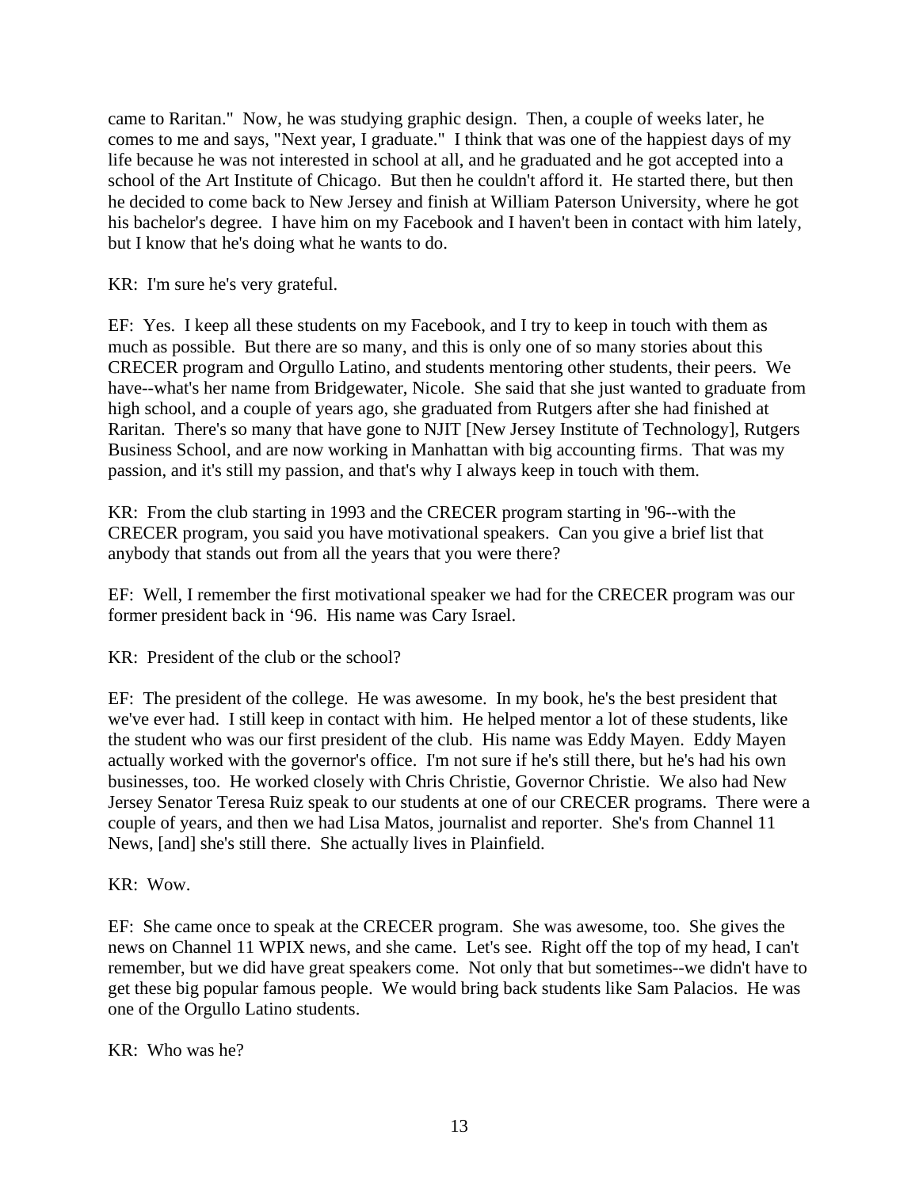came to Raritan." Now, he was studying graphic design. Then, a couple of weeks later, he comes to me and says, "Next year, I graduate." I think that was one of the happiest days of my life because he was not interested in school at all, and he graduated and he got accepted into a school of the Art Institute of Chicago. But then he couldn't afford it. He started there, but then he decided to come back to New Jersey and finish at William Paterson University, where he got his bachelor's degree. I have him on my Facebook and I haven't been in contact with him lately, but I know that he's doing what he wants to do.

KR: I'm sure he's very grateful.

EF: Yes. I keep all these students on my Facebook, and I try to keep in touch with them as much as possible. But there are so many, and this is only one of so many stories about this CRECER program and Orgullo Latino, and students mentoring other students, their peers. We have--what's her name from Bridgewater, Nicole. She said that she just wanted to graduate from high school, and a couple of years ago, she graduated from Rutgers after she had finished at Raritan. There's so many that have gone to NJIT [New Jersey Institute of Technology], Rutgers Business School, and are now working in Manhattan with big accounting firms. That was my passion, and it's still my passion, and that's why I always keep in touch with them.

KR: From the club starting in 1993 and the CRECER program starting in '96--with the CRECER program, you said you have motivational speakers. Can you give a brief list that anybody that stands out from all the years that you were there?

EF: Well, I remember the first motivational speaker we had for the CRECER program was our former president back in '96. His name was Cary Israel.

KR: President of the club or the school?

EF: The president of the college. He was awesome. In my book, he's the best president that we've ever had. I still keep in contact with him. He helped mentor a lot of these students, like the student who was our first president of the club. His name was Eddy Mayen. Eddy Mayen actually worked with the governor's office. I'm not sure if he's still there, but he's had his own businesses, too. He worked closely with Chris Christie, Governor Christie. We also had New Jersey Senator Teresa Ruiz speak to our students at one of our CRECER programs. There were a couple of years, and then we had Lisa Matos, journalist and reporter. She's from Channel 11 News, [and] she's still there. She actually lives in Plainfield.

KR: Wow.

EF: She came once to speak at the CRECER program. She was awesome, too. She gives the news on Channel 11 WPIX news, and she came. Let's see. Right off the top of my head, I can't remember, but we did have great speakers come. Not only that but sometimes--we didn't have to get these big popular famous people. We would bring back students like Sam Palacios. He was one of the Orgullo Latino students.

KR: Who was he?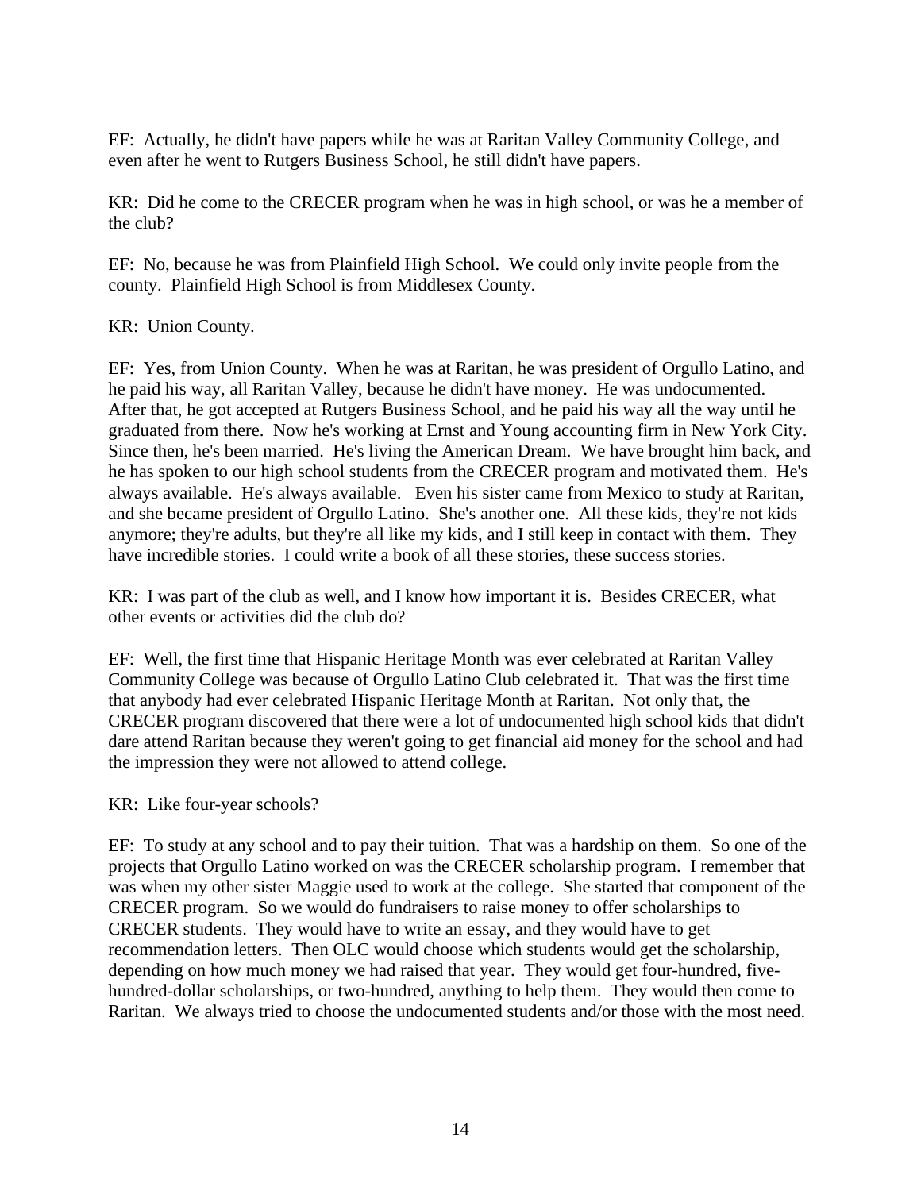EF: Actually, he didn't have papers while he was at Raritan Valley Community College, and even after he went to Rutgers Business School, he still didn't have papers.

KR: Did he come to the CRECER program when he was in high school, or was he a member of the club?

EF: No, because he was from Plainfield High School. We could only invite people from the county. Plainfield High School is from Middlesex County.

KR: Union County.

EF: Yes, from Union County. When he was at Raritan, he was president of Orgullo Latino, and he paid his way, all Raritan Valley, because he didn't have money. He was undocumented. After that, he got accepted at Rutgers Business School, and he paid his way all the way until he graduated from there. Now he's working at Ernst and Young accounting firm in New York City. Since then, he's been married. He's living the American Dream. We have brought him back, and he has spoken to our high school students from the CRECER program and motivated them. He's always available. He's always available. Even his sister came from Mexico to study at Raritan, and she became president of Orgullo Latino. She's another one. All these kids, they're not kids anymore; they're adults, but they're all like my kids, and I still keep in contact with them. They have incredible stories. I could write a book of all these stories, these success stories.

KR: I was part of the club as well, and I know how important it is. Besides CRECER, what other events or activities did the club do?

EF: Well, the first time that Hispanic Heritage Month was ever celebrated at Raritan Valley Community College was because of Orgullo Latino Club celebrated it. That was the first time that anybody had ever celebrated Hispanic Heritage Month at Raritan. Not only that, the CRECER program discovered that there were a lot of undocumented high school kids that didn't dare attend Raritan because they weren't going to get financial aid money for the school and had the impression they were not allowed to attend college.

KR: Like four-year schools?

EF: To study at any school and to pay their tuition. That was a hardship on them. So one of the projects that Orgullo Latino worked on was the CRECER scholarship program. I remember that was when my other sister Maggie used to work at the college. She started that component of the CRECER program. So we would do fundraisers to raise money to offer scholarships to CRECER students. They would have to write an essay, and they would have to get recommendation letters. Then OLC would choose which students would get the scholarship, depending on how much money we had raised that year. They would get four-hundred, five-hundred-dollar scholarships, or two-hundred, anything to help them. They would then come to Raritan. We always tried to choose the undocumented students and/or those with the most need.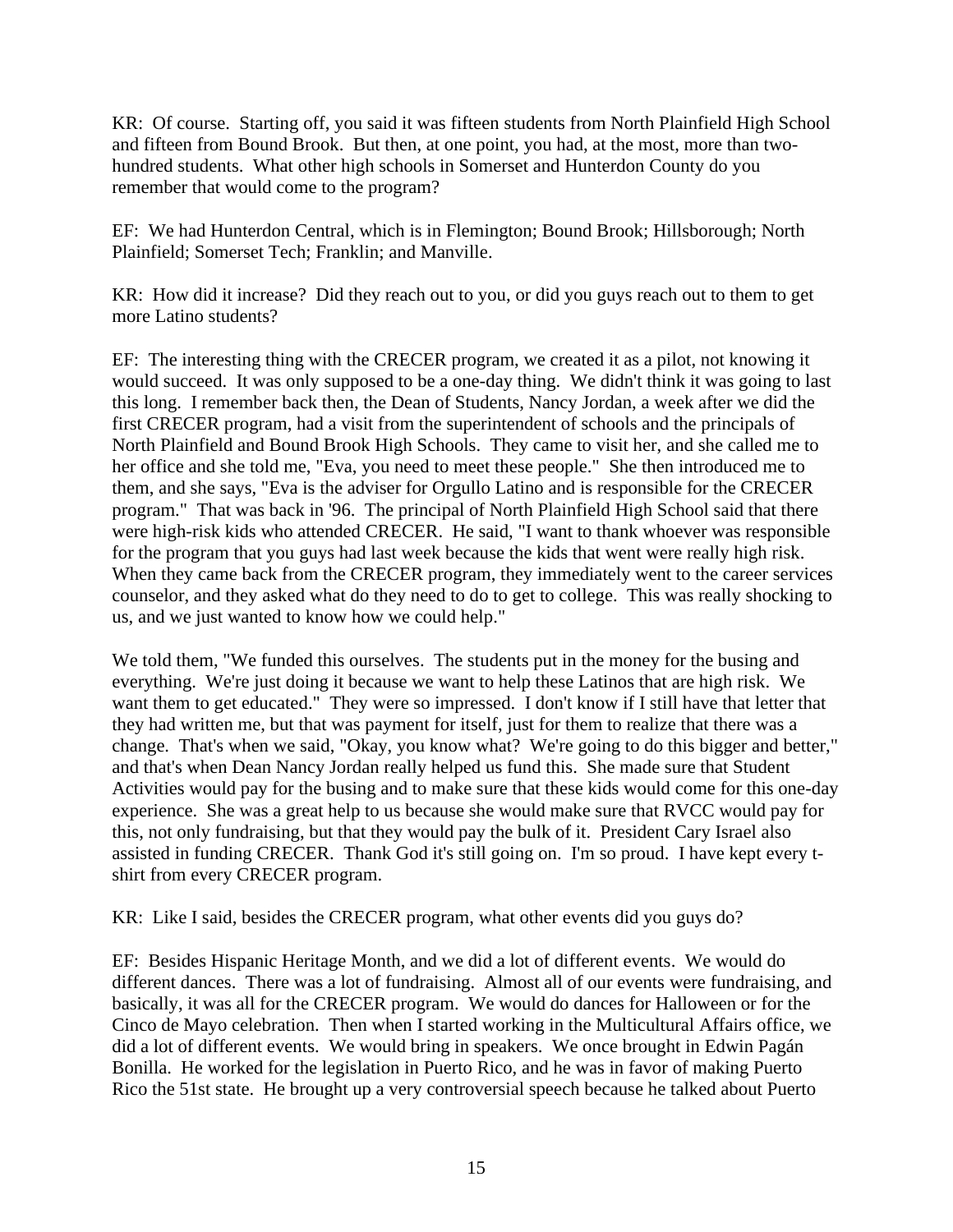KR: Of course. Starting off, you said it was fifteen students from North Plainfield High School and fifteen from Bound Brook. But then, at one point, you had, at the most, more than two-hundred students. What other high schools in Somerset and Hunterdon County do you remember that would come to the program?

EF: We had Hunterdon Central, which is in Flemington; Bound Brook; Hillsborough; North Plainfield; Somerset Tech; Franklin; and Manville.

KR: How did it increase? Did they reach out to you, or did you guys reach out to them to get more Latino students?

EF: The interesting thing with the CRECER program, we created it as a pilot, not knowing it would succeed. It was only supposed to be a one-day thing. We didn't think it was going to last this long. I remember back then, the Dean of Students, Nancy Jordan, a week after we did the first CRECER program, had a visit from the superintendent of schools and the principals of North Plainfield and Bound Brook High Schools. They came to visit her, and she called me to her office and she told me, "Eva, you need to meet these people." She then introduced me to them, and she says, "Eva is the adviser for Orgullo Latino and is responsible for the CRECER program." That was back in '96. The principal of North Plainfield High School said that there were high-risk kids who attended CRECER. He said, "I want to thank whoever was responsible for the program that you guys had last week because the kids that went were really high risk. When they came back from the CRECER program, they immediately went to the career services counselor, and they asked what do they need to do to get to college. This was really shocking to us, and we just wanted to know how we could help."

We told them, "We funded this ourselves. The students put in the money for the busing and everything. We're just doing it because we want to help these Latinos that are high risk. We want them to get educated." They were so impressed. I don't know if I still have that letter that they had written me, but that was payment for itself, just for them to realize that there was a change. That's when we said, "Okay, you know what? We're going to do this bigger and better," and that's when Dean Nancy Jordan really helped us fund this. She made sure that Student Activities would pay for the busing and to make sure that these kids would come for this one-day experience. She was a great help to us because she would make sure that RVCC would pay for this, not only fundraising, but that they would pay the bulk of it. President Cary Israel also assisted in funding CRECER. Thank God it's still going on. I'm so proud. I have kept every t-shirt from every CRECER program.

KR: Like I said, besides the CRECER program, what other events did you guys do?

EF: Besides Hispanic Heritage Month, and we did a lot of different events. We would do different dances. There was a lot of fundraising. Almost all of our events were fundraising, and basically, it was all for the CRECER program. We would do dances for Halloween or for the Cinco de Mayo celebration. Then when I started working in the Multicultural Affairs office, we did a lot of different events. We would bring in speakers. We once brought in Edwin Pagán Bonilla. He worked for the legislation in Puerto Rico, and he was in favor of making Puerto Rico the 51st state. He brought up a very controversial speech because he talked about Puerto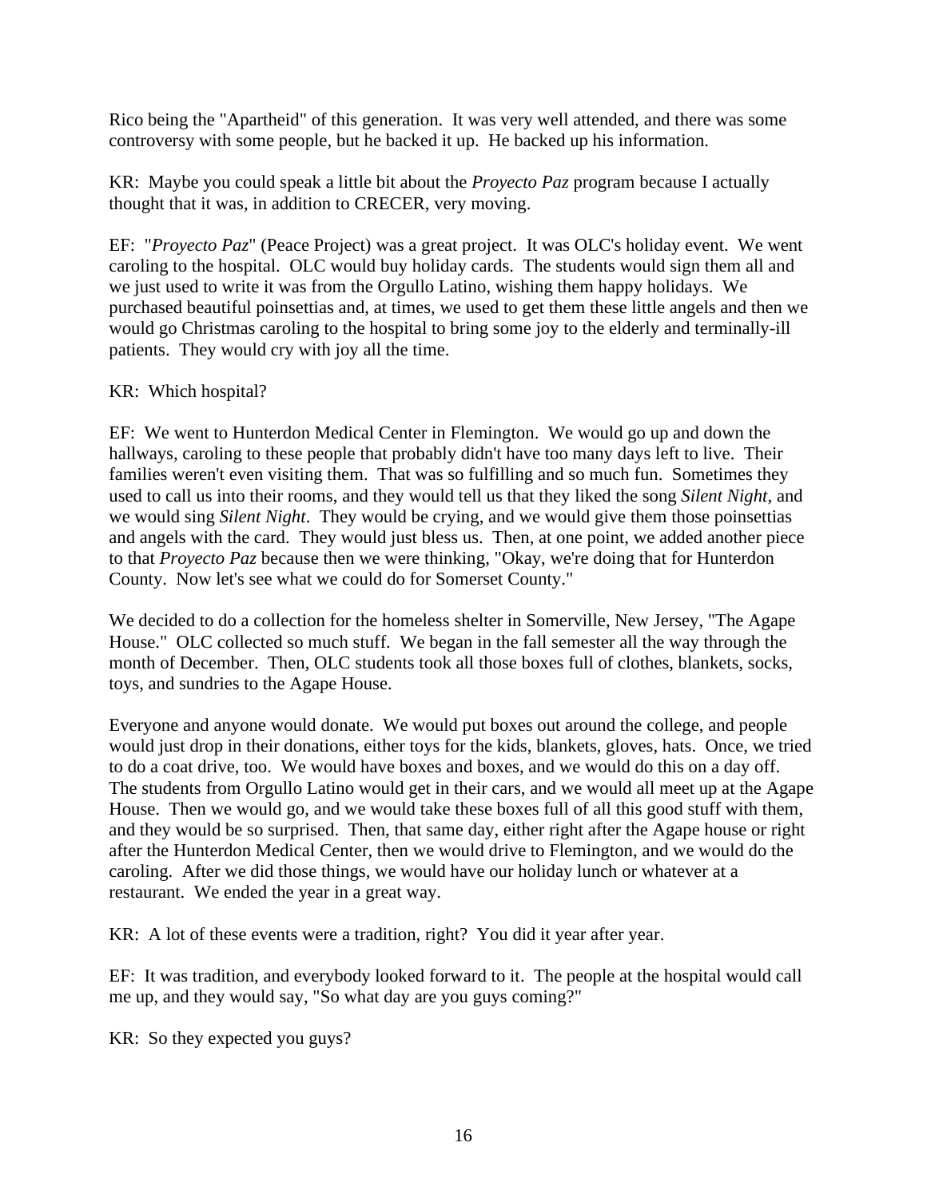Rico being the "Apartheid" of this generation. It was very well attended, and there was some controversy with some people, but he backed it up. He backed up his information.

KR: Maybe you could speak a little bit about the *Proyecto Paz* program because I actually thought that it was, in addition to CRECER, very moving.

EF: "*Proyecto Paz*" (Peace Project) was a great project. It was OLC's holiday event. We went caroling to the hospital. OLC would buy holiday cards. The students would sign them all and we just used to write it was from the Orgullo Latino, wishing them happy holidays. We purchased beautiful poinsettias and, at times, we used to get them these little angels and then we would go Christmas caroling to the hospital to bring some joy to the elderly and terminally-ill patients. They would cry with joy all the time.

KR: Which hospital?

EF: We went to Hunterdon Medical Center in Flemington. We would go up and down the hallways, caroling to these people that probably didn't have too many days left to live. Their families weren't even visiting them. That was so fulfilling and so much fun. Sometimes they used to call us into their rooms, and they would tell us that they liked the song *Silent Night*, and we would sing *Silent Night*. They would be crying, and we would give them those poinsettias and angels with the card. They would just bless us. Then, at one point, we added another piece to that *Proyecto Paz* because then we were thinking, "Okay, we're doing that for Hunterdon County. Now let's see what we could do for Somerset County."

We decided to do a collection for the homeless shelter in Somerville, New Jersey, "The Agape House." OLC collected so much stuff. We began in the fall semester all the way through the month of December. Then, OLC students took all those boxes full of clothes, blankets, socks, toys, and sundries to the Agape House.

Everyone and anyone would donate. We would put boxes out around the college, and people would just drop in their donations, either toys for the kids, blankets, gloves, hats. Once, we tried to do a coat drive, too. We would have boxes and boxes, and we would do this on a day off. The students from Orgullo Latino would get in their cars, and we would all meet up at the Agape House. Then we would go, and we would take these boxes full of all this good stuff with them, and they would be so surprised. Then, that same day, either right after the Agape house or right after the Hunterdon Medical Center, then we would drive to Flemington, and we would do the caroling. After we did those things, we would have our holiday lunch or whatever at a restaurant. We ended the year in a great way.

KR: A lot of these events were a tradition, right? You did it year after year.

EF: It was tradition, and everybody looked forward to it. The people at the hospital would call me up, and they would say, "So what day are you guys coming?"

KR: So they expected you guys?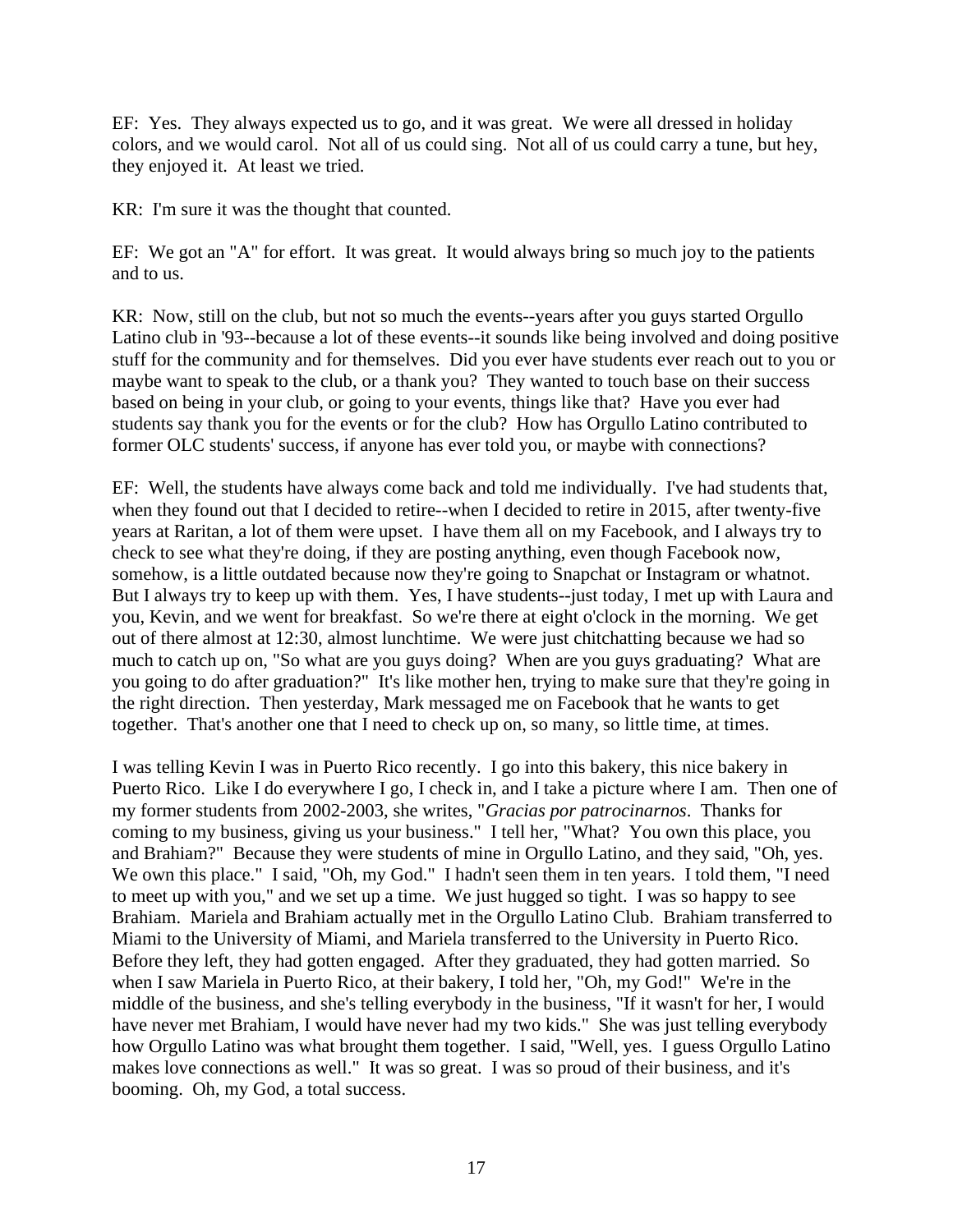EF: Yes. They always expected us to go, and it was great. We were all dressed in holiday colors, and we would carol. Not all of us could sing. Not all of us could carry a tune, but hey, they enjoyed it. At least we tried.

KR: I'm sure it was the thought that counted.

EF: We got an "A" for effort. It was great. It would always bring so much joy to the patients and to us.

KR: Now, still on the club, but not so much the events--years after you guys started Orgullo Latino club in '93--because a lot of these events--it sounds like being involved and doing positive stuff for the community and for themselves. Did you ever have students ever reach out to you or maybe want to speak to the club, or a thank you? They wanted to touch base on their success based on being in your club, or going to your events, things like that? Have you ever had students say thank you for the events or for the club? How has Orgullo Latino contributed to former OLC students' success, if anyone has ever told you, or maybe with connections?

EF: Well, the students have always come back and told me individually. I've had students that, when they found out that I decided to retire--when I decided to retire in 2015, after twenty-five years at Raritan, a lot of them were upset. I have them all on my Facebook, and I always try to check to see what they're doing, if they are posting anything, even though Facebook now, somehow, is a little outdated because now they're going to Snapchat or Instagram or whatnot. But I always try to keep up with them. Yes, I have students--just today, I met up with Laura and you, Kevin, and we went for breakfast. So we're there at eight o'clock in the morning. We get out of there almost at 12:30, almost lunchtime. We were just chitchatting because we had so much to catch up on, "So what are you guys doing? When are you guys graduating? What are you going to do after graduation?" It's like mother hen, trying to make sure that they're going in the right direction. Then yesterday, Mark messaged me on Facebook that he wants to get together. That's another one that I need to check up on, so many, so little time, at times.

I was telling Kevin I was in Puerto Rico recently. I go into this bakery, this nice bakery in Puerto Rico. Like I do everywhere I go, I check in, and I take a picture where I am. Then one of my former students from 2002-2003, she writes, "*Gracias por patrocinarnos*. Thanks for coming to my business, giving us your business." I tell her, "What? You own this place, you and Brahiam?" Because they were students of mine in Orgullo Latino, and they said, "Oh, yes. We own this place." I said, "Oh, my God." I hadn't seen them in ten years. I told them, "I need to meet up with you," and we set up a time. We just hugged so tight. I was so happy to see Brahiam. Mariela and Brahiam actually met in the Orgullo Latino Club. Brahiam transferred to Miami to the University of Miami, and Mariela transferred to the University in Puerto Rico. Before they left, they had gotten engaged. After they graduated, they had gotten married. So when I saw Mariela in Puerto Rico, at their bakery, I told her, "Oh, my God!" We're in the middle of the business, and she's telling everybody in the business, "If it wasn't for her, I would have never met Brahiam, I would have never had my two kids." She was just telling everybody how Orgullo Latino was what brought them together. I said, "Well, yes. I guess Orgullo Latino makes love connections as well." It was so great. I was so proud of their business, and it's booming. Oh, my God, a total success.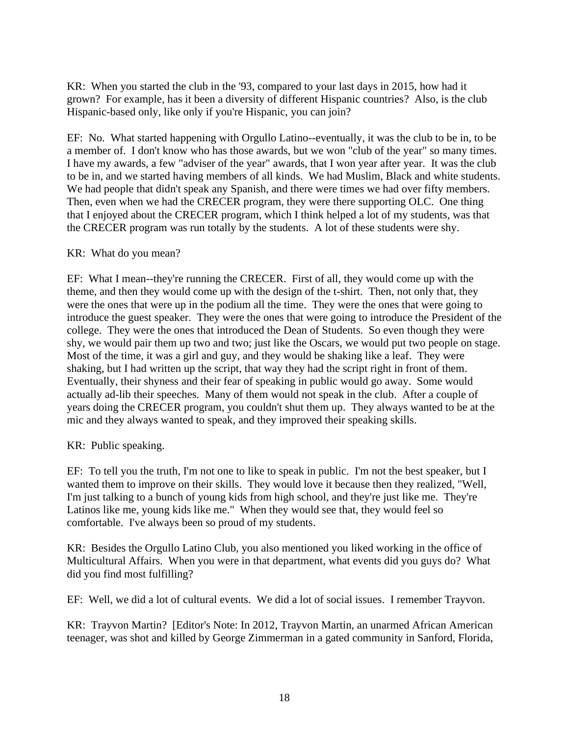KR: When you started the club in the '93, compared to your last days in 2015, how had it grown? For example, has it been a diversity of different Hispanic countries? Also, is the club Hispanic-based only, like only if you're Hispanic, you can join?

EF: No. What started happening with Orgullo Latino--eventually, it was the club to be in, to be a member of. I don't know who has those awards, but we won "club of the year" so many times. I have my awards, a few "adviser of the year" awards, that I won year after year. It was the club to be in, and we started having members of all kinds. We had Muslim, Black and white students. We had people that didn't speak any Spanish, and there were times we had over fifty members. Then, even when we had the CRECER program, they were there supporting OLC. One thing that I enjoyed about the CRECER program, which I think helped a lot of my students, was that the CRECER program was run totally by the students. A lot of these students were shy.

KR: What do you mean?

EF: What I mean--they're running the CRECER. First of all, they would come up with the theme, and then they would come up with the design of the t-shirt. Then, not only that, they were the ones that were up in the podium all the time. They were the ones that were going to introduce the guest speaker. They were the ones that were going to introduce the President of the college. They were the ones that introduced the Dean of Students. So even though they were shy, we would pair them up two and two; just like the Oscars, we would put two people on stage. Most of the time, it was a girl and guy, and they would be shaking like a leaf. They were shaking, but I had written up the script, that way they had the script right in front of them. Eventually, their shyness and their fear of speaking in public would go away. Some would actually ad-lib their speeches. Many of them would not speak in the club. After a couple of years doing the CRECER program, you couldn't shut them up. They always wanted to be at the mic and they always wanted to speak, and they improved their speaking skills.

KR: Public speaking.

EF: To tell you the truth, I'm not one to like to speak in public. I'm not the best speaker, but I wanted them to improve on their skills. They would love it because then they realized, "Well, I'm just talking to a bunch of young kids from high school, and they're just like me. They're Latinos like me, young kids like me." When they would see that, they would feel so comfortable. I've always been so proud of my students.

KR: Besides the Orgullo Latino Club, you also mentioned you liked working in the office of Multicultural Affairs. When you were in that department, what events did you guys do? What did you find most fulfilling?

EF: Well, we did a lot of cultural events. We did a lot of social issues. I remember Trayvon.

KR: Trayvon Martin? [Editor's Note: In 2012, Trayvon Martin, an unarmed African American teenager, was shot and killed by George Zimmerman in a gated community in Sanford, Florida,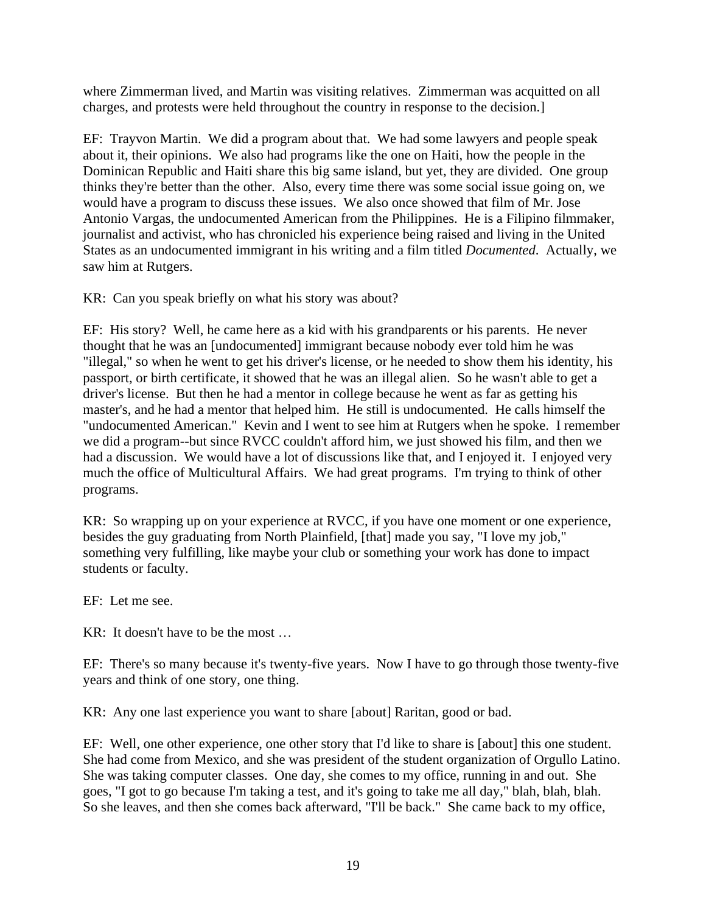where Zimmerman lived, and Martin was visiting relatives. Zimmerman was acquitted on all charges, and protests were held throughout the country in response to the decision.]

EF: Trayvon Martin. We did a program about that. We had some lawyers and people speak about it, their opinions. We also had programs like the one on Haiti, how the people in the Dominican Republic and Haiti share this big same island, but yet, they are divided. One group thinks they're better than the other. Also, every time there was some social issue going on, we would have a program to discuss these issues. We also once showed that film of Mr. Jose Antonio Vargas, the undocumented American from the Philippines. He is a Filipino filmmaker, journalist and activist, who has chronicled his experience being raised and living in the United States as an undocumented immigrant in his writing and a film titled *Documented*. Actually, we saw him at Rutgers.

KR: Can you speak briefly on what his story was about?

EF: His story? Well, he came here as a kid with his grandparents or his parents. He never thought that he was an [undocumented] immigrant because nobody ever told him he was "illegal," so when he went to get his driver's license, or he needed to show them his identity, his passport, or birth certificate, it showed that he was an illegal alien. So he wasn't able to get a driver's license. But then he had a mentor in college because he went as far as getting his master's, and he had a mentor that helped him. He still is undocumented. He calls himself the "undocumented American." Kevin and I went to see him at Rutgers when he spoke. I remember we did a program--but since RVCC couldn't afford him, we just showed his film, and then we had a discussion. We would have a lot of discussions like that, and I enjoyed it. I enjoyed very much the office of Multicultural Affairs. We had great programs. I'm trying to think of other programs.

KR: So wrapping up on your experience at RVCC, if you have one moment or one experience, besides the guy graduating from North Plainfield, [that] made you say, "I love my job," something very fulfilling, like maybe your club or something your work has done to impact students or faculty.

EF: Let me see.

KR: It doesn't have to be the most …

EF: There's so many because it's twenty-five years. Now I have to go through those twenty-five years and think of one story, one thing.

KR: Any one last experience you want to share [about] Raritan, good or bad.

EF: Well, one other experience, one other story that I'd like to share is [about] this one student. She had come from Mexico, and she was president of the student organization of Orgullo Latino. She was taking computer classes. One day, she comes to my office, running in and out. She goes, "I got to go because I'm taking a test, and it's going to take me all day," blah, blah, blah. So she leaves, and then she comes back afterward, "I'll be back." She came back to my office,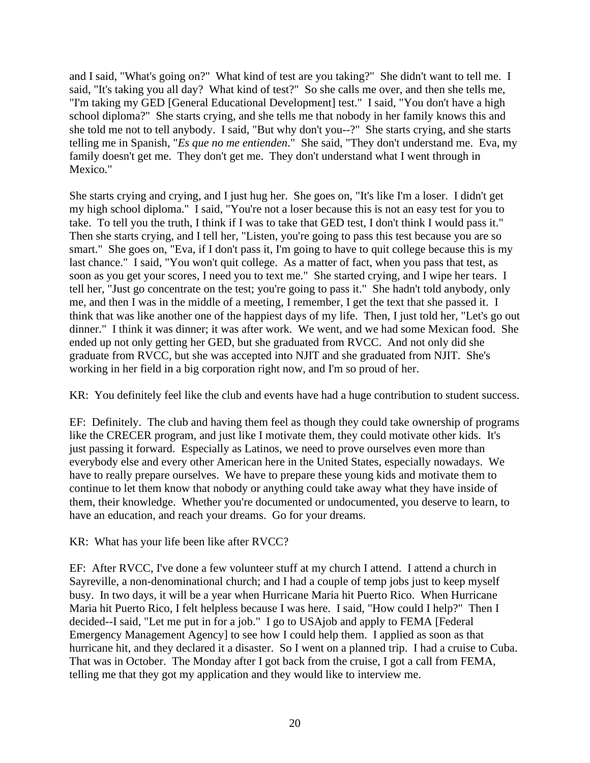and I said, "What's going on?" What kind of test are you taking?" She didn't want to tell me. I said, "It's taking you all day? What kind of test?" So she calls me over, and then she tells me, "I'm taking my GED [General Educational Development] test." I said, "You don't have a high school diploma?" She starts crying, and she tells me that nobody in her family knows this and she told me not to tell anybody. I said, "But why don't you--?" She starts crying, and she starts telling me in Spanish, "*Es que no me entienden*." She said, "They don't understand me. Eva, my family doesn't get me. They don't get me. They don't understand what I went through in Mexico."

She starts crying and crying, and I just hug her. She goes on, "It's like I'm a loser. I didn't get my high school diploma." I said, "You're not a loser because this is not an easy test for you to take. To tell you the truth, I think if I was to take that GED test, I don't think I would pass it." Then she starts crying, and I tell her, "Listen, you're going to pass this test because you are so smart." She goes on, "Eva, if I don't pass it, I'm going to have to quit college because this is my last chance." I said, "You won't quit college. As a matter of fact, when you pass that test, as soon as you get your scores, I need you to text me." She started crying, and I wipe her tears. I tell her, "Just go concentrate on the test; you're going to pass it." She hadn't told anybody, only me, and then I was in the middle of a meeting, I remember, I get the text that she passed it. I think that was like another one of the happiest days of my life. Then, I just told her, "Let's go out dinner." I think it was dinner; it was after work. We went, and we had some Mexican food. She ended up not only getting her GED, but she graduated from RVCC. And not only did she graduate from RVCC, but she was accepted into NJIT and she graduated from NJIT. She's working in her field in a big corporation right now, and I'm so proud of her.

KR: You definitely feel like the club and events have had a huge contribution to student success.

EF: Definitely. The club and having them feel as though they could take ownership of programs like the CRECER program, and just like I motivate them, they could motivate other kids. It's just passing it forward. Especially as Latinos, we need to prove ourselves even more than everybody else and every other American here in the United States, especially nowadays. We have to really prepare ourselves. We have to prepare these young kids and motivate them to continue to let them know that nobody or anything could take away what they have inside of them, their knowledge. Whether you're documented or undocumented, you deserve to learn, to have an education, and reach your dreams. Go for your dreams.

KR: What has your life been like after RVCC?

EF: After RVCC, I've done a few volunteer stuff at my church I attend. I attend a church in Sayreville, a non-denominational church; and I had a couple of temp jobs just to keep myself busy. In two days, it will be a year when Hurricane Maria hit Puerto Rico. When Hurricane Maria hit Puerto Rico, I felt helpless because I was here. I said, "How could I help?" Then I decided--I said, "Let me put in for a job." I go to USAjob and apply to FEMA [Federal Emergency Management Agency] to see how I could help them. I applied as soon as that hurricane hit, and they declared it a disaster. So I went on a planned trip. I had a cruise to Cuba. That was in October. The Monday after I got back from the cruise, I got a call from FEMA, telling me that they got my application and they would like to interview me.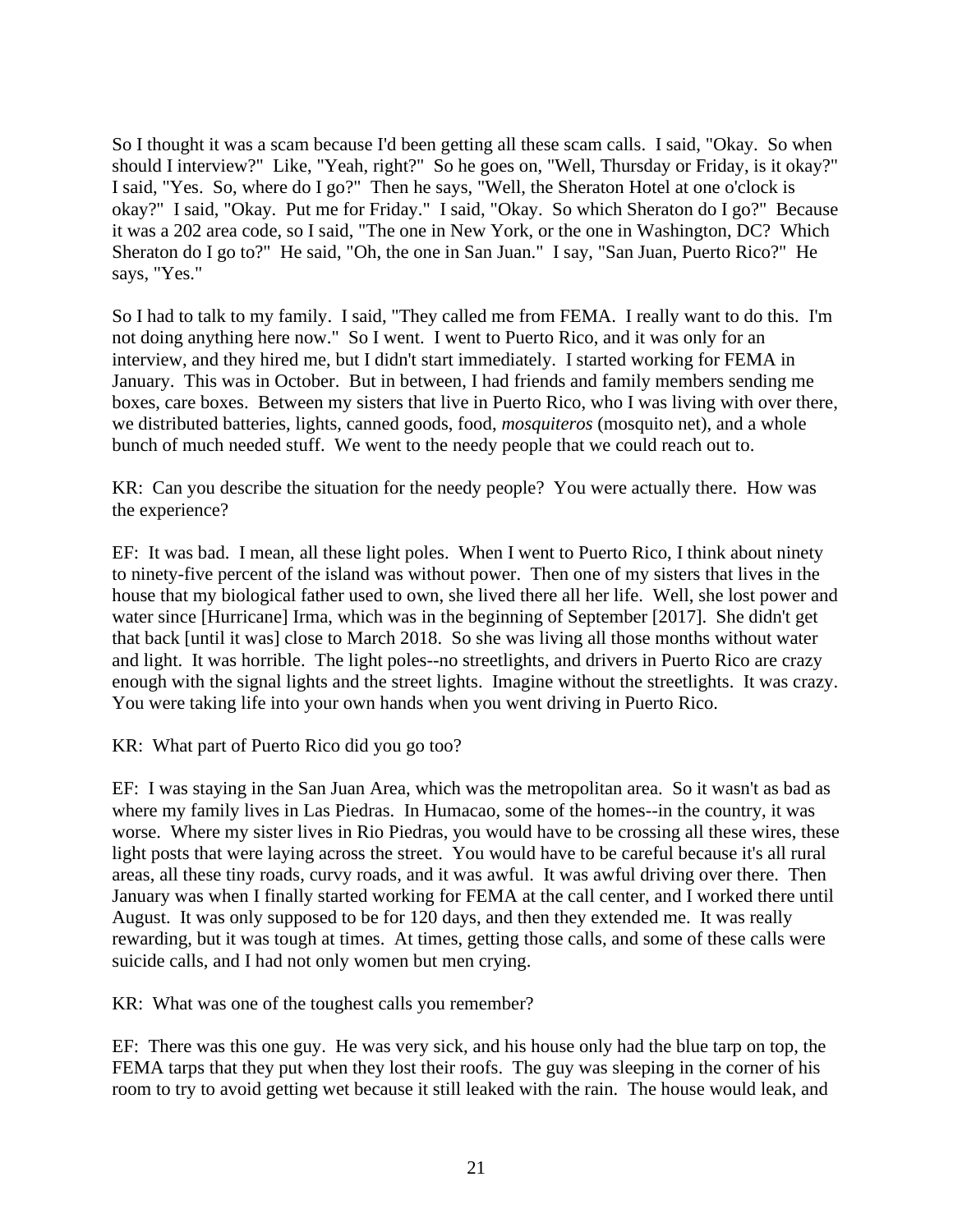So I thought it was a scam because I'd been getting all these scam calls. I said, "Okay. So when should I interview?" Like, "Yeah, right?" So he goes on, "Well, Thursday or Friday, is it okay?" I said, "Yes. So, where do I go?" Then he says, "Well, the Sheraton Hotel at one o'clock is okay?" I said, "Okay. Put me for Friday." I said, "Okay. So which Sheraton do I go?" Because it was a 202 area code, so I said, "The one in New York, or the one in Washington, DC? Which Sheraton do I go to?" He said, "Oh, the one in San Juan." I say, "San Juan, Puerto Rico?" He says, "Yes."

So I had to talk to my family. I said, "They called me from FEMA. I really want to do this. I'm not doing anything here now." So I went. I went to Puerto Rico, and it was only for an interview, and they hired me, but I didn't start immediately. I started working for FEMA in January. This was in October. But in between, I had friends and family members sending me boxes, care boxes. Between my sisters that live in Puerto Rico, who I was living with over there, we distributed batteries, lights, canned goods, food, *mosquiteros* (mosquito net), and a whole bunch of much needed stuff. We went to the needy people that we could reach out to.

KR: Can you describe the situation for the needy people? You were actually there. How was the experience?

EF: It was bad. I mean, all these light poles. When I went to Puerto Rico, I think about ninety to ninety-five percent of the island was without power. Then one of my sisters that lives in the house that my biological father used to own, she lived there all her life. Well, she lost power and water since [Hurricane] Irma, which was in the beginning of September [2017]. She didn't get that back [until it was] close to March 2018. So she was living all those months without water and light. It was horrible. The light poles--no streetlights, and drivers in Puerto Rico are crazy enough with the signal lights and the street lights. Imagine without the streetlights. It was crazy. You were taking life into your own hands when you went driving in Puerto Rico.

KR: What part of Puerto Rico did you go too?

EF: I was staying in the San Juan Area, which was the metropolitan area. So it wasn't as bad as where my family lives in Las Piedras. In Humacao, some of the homes--in the country, it was worse. Where my sister lives in Rio Piedras, you would have to be crossing all these wires, these light posts that were laying across the street. You would have to be careful because it's all rural areas, all these tiny roads, curvy roads, and it was awful. It was awful driving over there. Then January was when I finally started working for FEMA at the call center, and I worked there until August. It was only supposed to be for 120 days, and then they extended me. It was really rewarding, but it was tough at times. At times, getting those calls, and some of these calls were suicide calls, and I had not only women but men crying.

KR: What was one of the toughest calls you remember?

EF: There was this one guy. He was very sick, and his house only had the blue tarp on top, the FEMA tarps that they put when they lost their roofs. The guy was sleeping in the corner of his room to try to avoid getting wet because it still leaked with the rain. The house would leak, and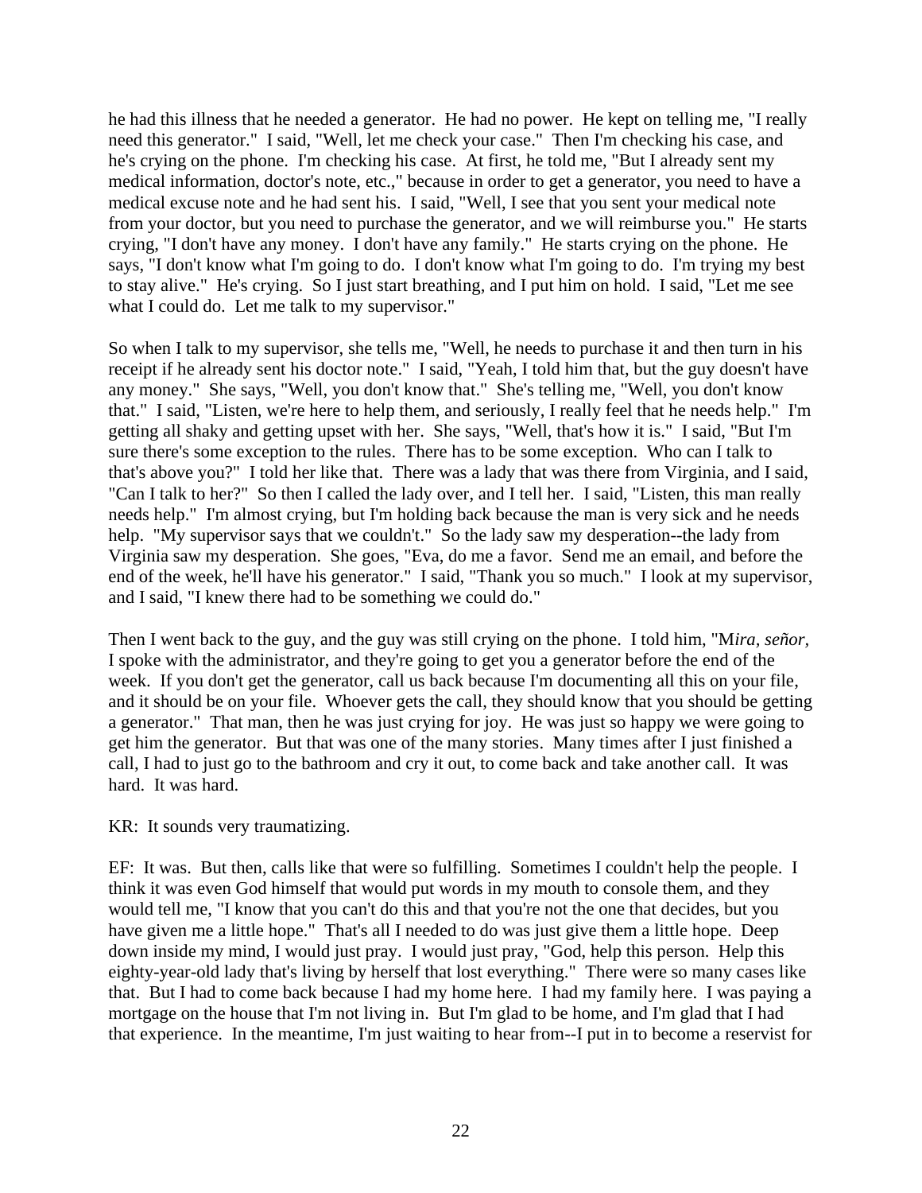he had this illness that he needed a generator. He had no power. He kept on telling me, "I really need this generator." I said, "Well, let me check your case." Then I'm checking his case, and he's crying on the phone. I'm checking his case. At first, he told me, "But I already sent my medical information, doctor's note, etc.," because in order to get a generator, you need to have a medical excuse note and he had sent his. I said, "Well, I see that you sent your medical note from your doctor, but you need to purchase the generator, and we will reimburse you." He starts crying, "I don't have any money. I don't have any family." He starts crying on the phone. He says, "I don't know what I'm going to do. I don't know what I'm going to do. I'm trying my best to stay alive." He's crying. So I just start breathing, and I put him on hold. I said, "Let me see what I could do. Let me talk to my supervisor."

So when I talk to my supervisor, she tells me, "Well, he needs to purchase it and then turn in his receipt if he already sent his doctor note." I said, "Yeah, I told him that, but the guy doesn't have any money." She says, "Well, you don't know that." She's telling me, "Well, you don't know that." I said, "Listen, we're here to help them, and seriously, I really feel that he needs help." I'm getting all shaky and getting upset with her. She says, "Well, that's how it is." I said, "But I'm sure there's some exception to the rules. There has to be some exception. Who can I talk to that's above you?" I told her like that. There was a lady that was there from Virginia, and I said, "Can I talk to her?" So then I called the lady over, and I tell her. I said, "Listen, this man really needs help." I'm almost crying, but I'm holding back because the man is very sick and he needs help. "My supervisor says that we couldn't." So the lady saw my desperation--the lady from Virginia saw my desperation. She goes, "Eva, do me a favor. Send me an email, and before the end of the week, he'll have his generator." I said, "Thank you so much." I look at my supervisor, and I said, "I knew there had to be something we could do."

Then I went back to the guy, and the guy was still crying on the phone. I told him, "M*ira, señor,* I spoke with the administrator, and they're going to get you a generator before the end of the week. If you don't get the generator, call us back because I'm documenting all this on your file, and it should be on your file. Whoever gets the call, they should know that you should be getting a generator." That man, then he was just crying for joy. He was just so happy we were going to get him the generator. But that was one of the many stories. Many times after I just finished a call, I had to just go to the bathroom and cry it out, to come back and take another call. It was hard. It was hard.

KR: It sounds very traumatizing.

EF: It was. But then, calls like that were so fulfilling. Sometimes I couldn't help the people. I think it was even God himself that would put words in my mouth to console them, and they would tell me, "I know that you can't do this and that you're not the one that decides, but you have given me a little hope." That's all I needed to do was just give them a little hope. Deep down inside my mind, I would just pray. I would just pray, "God, help this person. Help this eighty-year-old lady that's living by herself that lost everything." There were so many cases like that. But I had to come back because I had my home here. I had my family here. I was paying a mortgage on the house that I'm not living in. But I'm glad to be home, and I'm glad that I had that experience. In the meantime, I'm just waiting to hear from--I put in to become a reservist for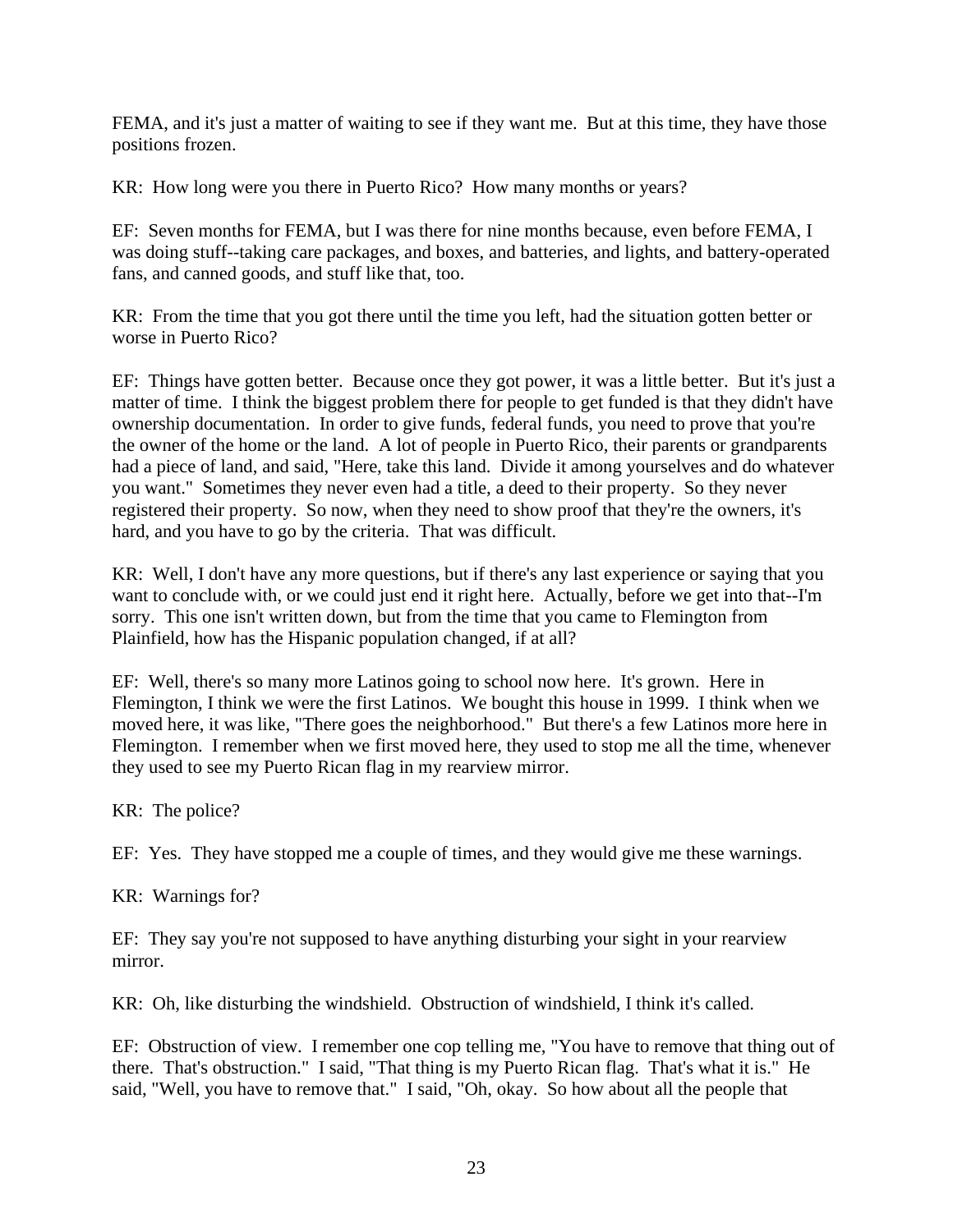FEMA, and it's just a matter of waiting to see if they want me. But at this time, they have those positions frozen.

KR: How long were you there in Puerto Rico? How many months or years?

EF: Seven months for FEMA, but I was there for nine months because, even before FEMA, I was doing stuff--taking care packages, and boxes, and batteries, and lights, and battery-operated fans, and canned goods, and stuff like that, too.

KR: From the time that you got there until the time you left, had the situation gotten better or worse in Puerto Rico?

EF: Things have gotten better. Because once they got power, it was a little better. But it's just a matter of time. I think the biggest problem there for people to get funded is that they didn't have ownership documentation. In order to give funds, federal funds, you need to prove that you're the owner of the home or the land. A lot of people in Puerto Rico, their parents or grandparents had a piece of land, and said, "Here, take this land. Divide it among yourselves and do whatever you want." Sometimes they never even had a title, a deed to their property. So they never registered their property. So now, when they need to show proof that they're the owners, it's hard, and you have to go by the criteria. That was difficult.

KR: Well, I don't have any more questions, but if there's any last experience or saying that you want to conclude with, or we could just end it right here. Actually, before we get into that--I'm sorry. This one isn't written down, but from the time that you came to Flemington from Plainfield, how has the Hispanic population changed, if at all?

EF: Well, there's so many more Latinos going to school now here. It's grown. Here in Flemington, I think we were the first Latinos. We bought this house in 1999. I think when we moved here, it was like, "There goes the neighborhood." But there's a few Latinos more here in Flemington. I remember when we first moved here, they used to stop me all the time, whenever they used to see my Puerto Rican flag in my rearview mirror.

KR: The police?

EF: Yes. They have stopped me a couple of times, and they would give me these warnings.

KR: Warnings for?

EF: They say you're not supposed to have anything disturbing your sight in your rearview mirror.

KR: Oh, like disturbing the windshield. Obstruction of windshield, I think it's called.

EF: Obstruction of view. I remember one cop telling me, "You have to remove that thing out of there. That's obstruction." I said, "That thing is my Puerto Rican flag. That's what it is." He said, "Well, you have to remove that." I said, "Oh, okay. So how about all the people that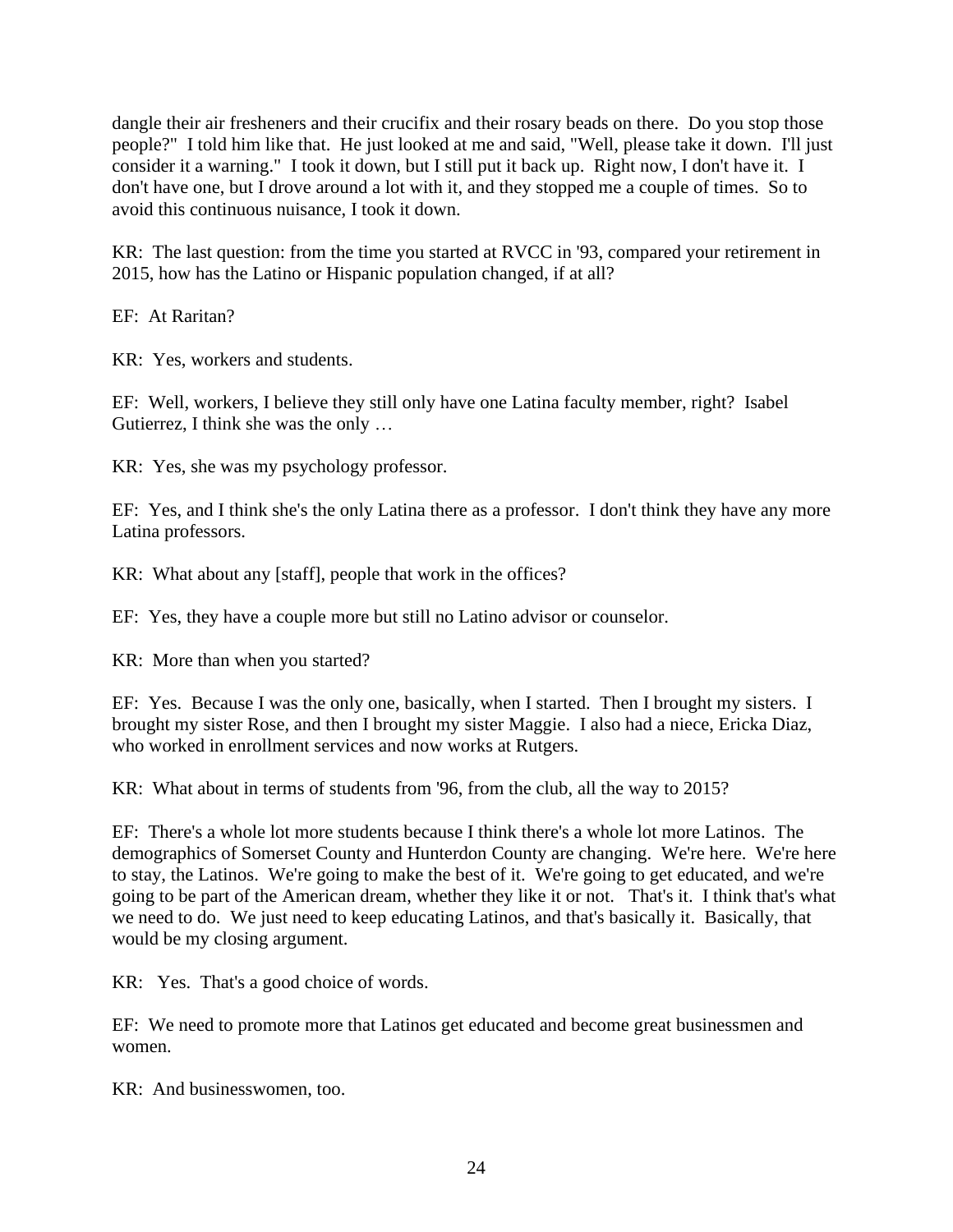dangle their air fresheners and their crucifix and their rosary beads on there. Do you stop those people?" I told him like that. He just looked at me and said, "Well, please take it down. I'll just consider it a warning." I took it down, but I still put it back up. Right now, I don't have it. I don't have one, but I drove around a lot with it, and they stopped me a couple of times. So to avoid this continuous nuisance, I took it down.

KR: The last question: from the time you started at RVCC in '93, compared your retirement in 2015, how has the Latino or Hispanic population changed, if at all?

EF: At Raritan?

KR: Yes, workers and students.

EF: Well, workers, I believe they still only have one Latina faculty member, right? Isabel Gutierrez, I think she was the only …

KR: Yes, she was my psychology professor.

EF: Yes, and I think she's the only Latina there as a professor. I don't think they have any more Latina professors.

KR: What about any [staff], people that work in the offices?

EF: Yes, they have a couple more but still no Latino advisor or counselor.

KR: More than when you started?

EF: Yes. Because I was the only one, basically, when I started. Then I brought my sisters. I brought my sister Rose, and then I brought my sister Maggie. I also had a niece, Ericka Diaz, who worked in enrollment services and now works at Rutgers.

KR: What about in terms of students from '96, from the club, all the way to 2015?

EF: There's a whole lot more students because I think there's a whole lot more Latinos. The demographics of Somerset County and Hunterdon County are changing. We're here. We're here to stay, the Latinos. We're going to make the best of it. We're going to get educated, and we're going to be part of the American dream, whether they like it or not. That's it. I think that's what we need to do. We just need to keep educating Latinos, and that's basically it. Basically, that would be my closing argument.

KR: Yes. That's a good choice of words.

EF: We need to promote more that Latinos get educated and become great businessmen and women.

KR: And businesswomen, too.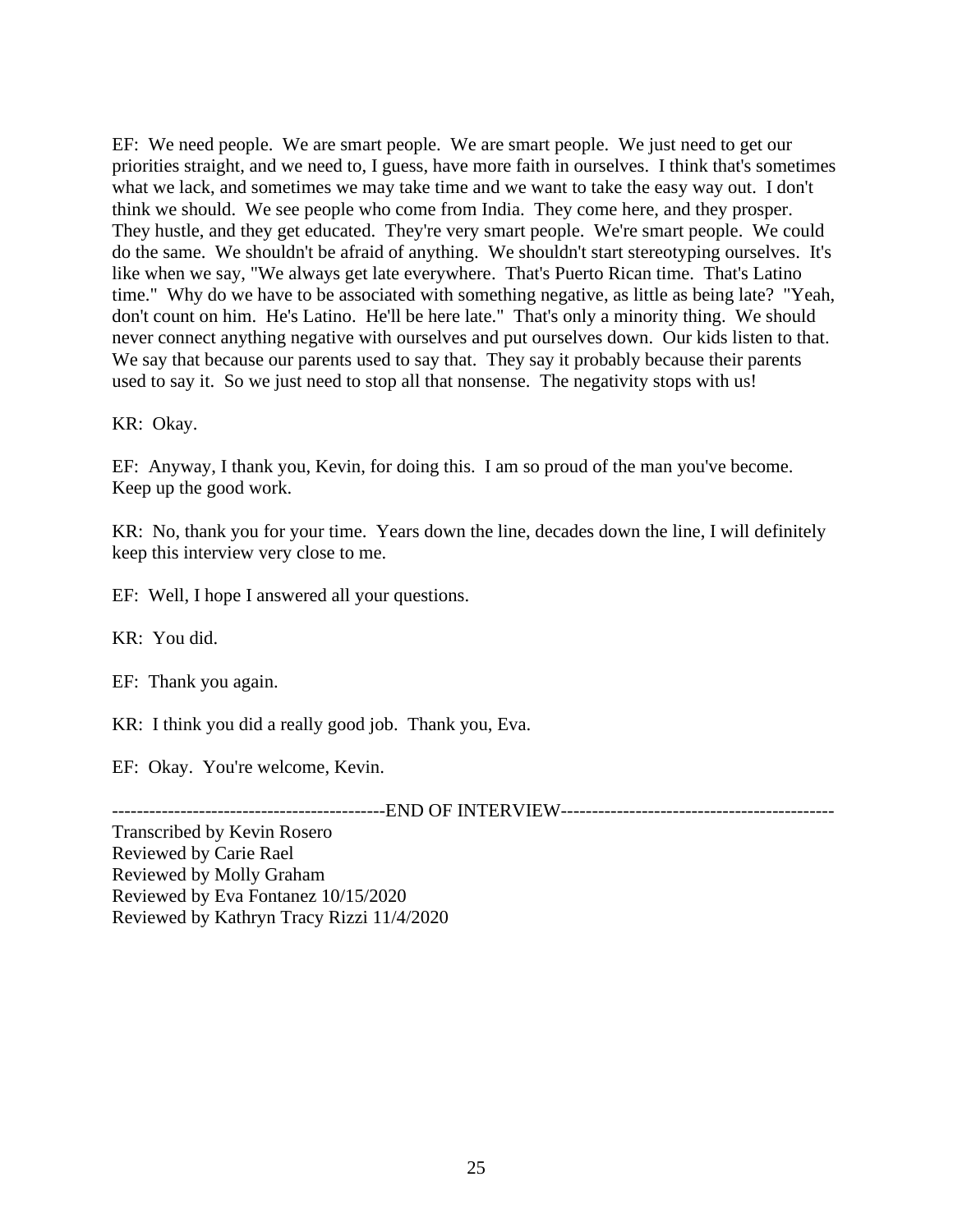EF: We need people. We are smart people. We are smart people. We just need to get our priorities straight, and we need to, I guess, have more faith in ourselves. I think that's sometimes what we lack, and sometimes we may take time and we want to take the easy way out. I don't think we should. We see people who come from India. They come here, and they prosper. They hustle, and they get educated. They're very smart people. We're smart people. We could do the same. We shouldn't be afraid of anything. We shouldn't start stereotyping ourselves. It's like when we say, "We always get late everywhere. That's Puerto Rican time. That's Latino time." Why do we have to be associated with something negative, as little as being late? "Yeah, don't count on him. He's Latino. He'll be here late." That's only a minority thing. We should never connect anything negative with ourselves and put ourselves down. Our kids listen to that. We say that because our parents used to say that. They say it probably because their parents used to say it. So we just need to stop all that nonsense. The negativity stops with us!

KR: Okay.

EF: Anyway, I thank you, Kevin, for doing this. I am so proud of the man you've become. Keep up the good work.

KR: No, thank you for your time. Years down the line, decades down the line, I will definitely keep this interview very close to me.

EF: Well, I hope I answered all your questions.

KR: You did.

EF: Thank you again.

KR: I think you did a really good job. Thank you, Eva.

EF: Okay. You're welcome, Kevin.

--------------------------------------------END OF INTERVIEW--------------------------------------------

Transcribed by Kevin Rosero
Reviewed by Carie Rael
Reviewed by Molly Graham
Reviewed by Eva Fontanez 10/15/2020
Reviewed by Kathryn Tracy Rizzi 11/4/2020